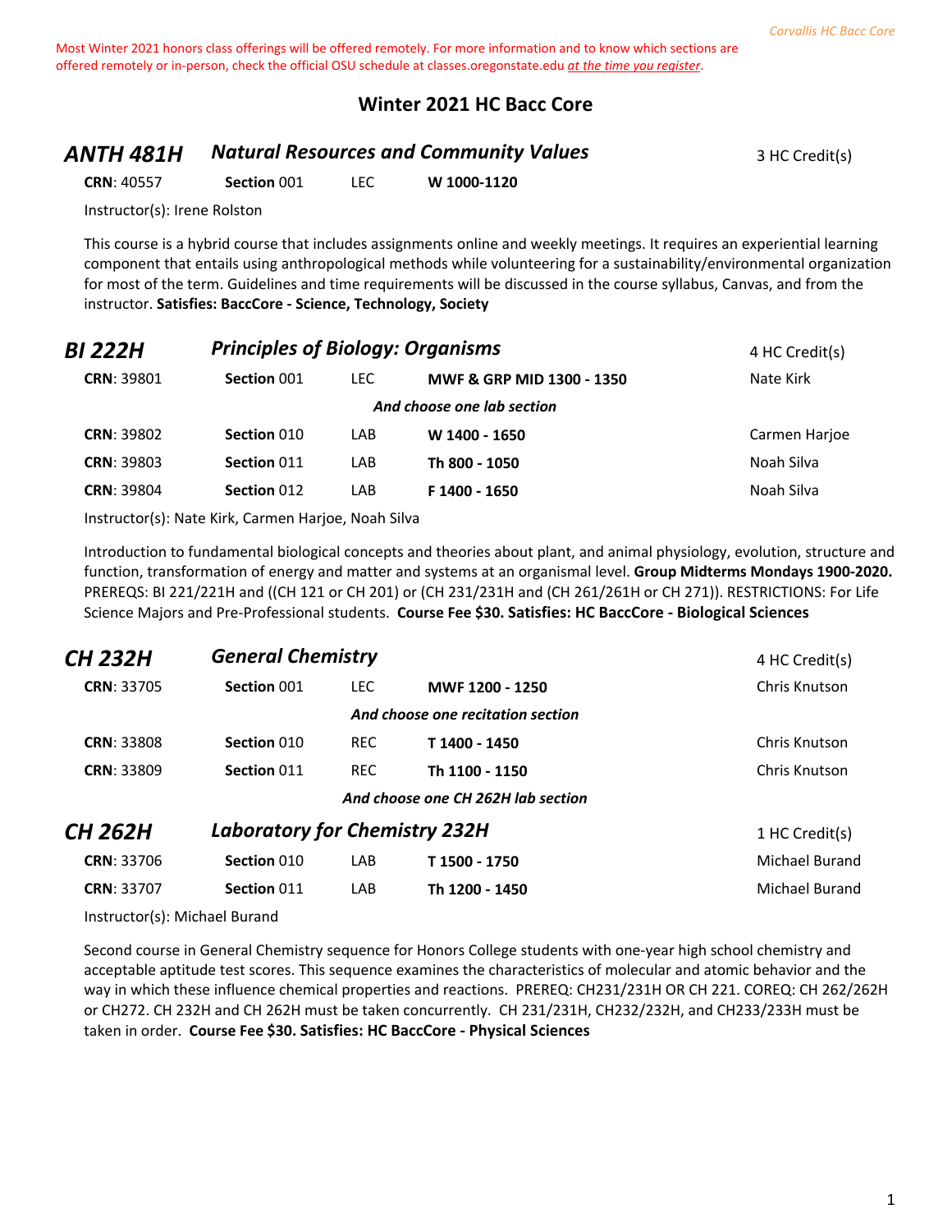Most Winter 2021 honors class offerings will be offered remotely. For more information and to know which sections are offered remotely or in-person, check the official OSU schedule at classes.oregonstate.edu *at the time you register*.

# Winter 2021 HC Bacc Core

## ANTH 481H *Natural Resources and Community Values* — 3 HC Credit(s)

| CRN | Section | Type | Time |
|---|---|---|---|
| 40557 | 001 | LEC | W 1000-1120 |

Instructor(s): Irene Rolston

This course is a hybrid course that includes assignments online and weekly meetings. It requires an experiential learning component that entails using anthropological methods while volunteering for a sustainability/environmental organization for most of the term. Guidelines and time requirements will be discussed in the course syllabus, Canvas, and from the instructor. **Satisfies: BaccCore - Science, Technology, Society**

## BI 222H *Principles of Biology: Organisms* — 4 HC Credit(s)

| CRN | Section | Type | Time | Instructor |
|---|---|---|---|---|
| 39801 | 001 | LEC | MWF & GRP MID 1300 - 1350 | Nate Kirk |
| | | | *And choose one lab section* | |
| 39802 | 010 | LAB | W 1400 - 1650 | Carmen Harjoe |
| 39803 | 011 | LAB | Th 800 - 1050 | Noah Silva |
| 39804 | 012 | LAB | F 1400 - 1650 | Noah Silva |

Instructor(s): Nate Kirk, Carmen Harjoe, Noah Silva

Introduction to fundamental biological concepts and theories about plant, and animal physiology, evolution, structure and function, transformation of energy and matter and systems at an organismal level. **Group Midterms Mondays 1900-2020.** PREREQS: BI 221/221H and ((CH 121 or CH 201) or (CH 231/231H and (CH 261/261H or CH 271)). RESTRICTIONS: For Life Science Majors and Pre-Professional students. **Course Fee $30. Satisfies: HC BaccCore - Biological Sciences**

## CH 232H *General Chemistry* — 4 HC Credit(s)

| CRN | Section | Type | Time | Instructor |
|---|---|---|---|---|
| 33705 | 001 | LEC | MWF 1200 - 1250 | Chris Knutson |
| | | | *And choose one recitation section* | |
| 33808 | 010 | REC | T 1400 - 1450 | Chris Knutson |
| 33809 | 011 | REC | Th 1100 - 1150 | Chris Knutson |
| | | | *And choose one CH 262H lab section* | |

## CH 262H *Laboratory for Chemistry 232H* — 1 HC Credit(s)

| CRN | Section | Type | Time | Instructor |
|---|---|---|---|---|
| 33706 | 010 | LAB | T 1500 - 1750 | Michael Burand |
| 33707 | 011 | LAB | Th 1200 - 1450 | Michael Burand |

Instructor(s): Michael Burand

Second course in General Chemistry sequence for Honors College students with one-year high school chemistry and acceptable aptitude test scores. This sequence examines the characteristics of molecular and atomic behavior and the way in which these influence chemical properties and reactions. PREREQ: CH231/231H OR CH 221. COREQ: CH 262/262H or CH272. CH 232H and CH 262H must be taken concurrently. CH 231/231H, CH232/232H, and CH233/233H must be taken in order. **Course Fee $30. Satisfies: HC BaccCore - Physical Sciences**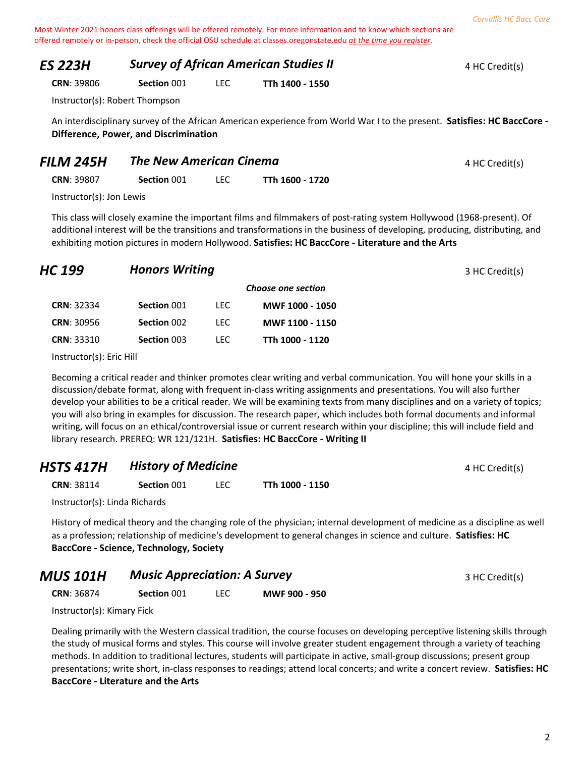Most Winter 2021 honors class offerings will be offered remotely. For more information and to know which sections are offered remotely or in-person, check the official OSU schedule at classes.oregonstate.edu *at the time you register*.

## *ES 223H* — *Survey of African American Studies II* — 4 HC Credit(s)

**CRN**: 39806 **Section** 001 LEC **TTh 1400 - 1550**

Instructor(s): Robert Thompson

An interdisciplinary survey of the African American experience from World War I to the present. **Satisfies: HC BaccCore - Difference, Power, and Discrimination**

## *FILM 245H* — *The New American Cinema* — 4 HC Credit(s)

**CRN**: 39807 **Section** 001 LEC **TTh 1600 - 1720**

Instructor(s): Jon Lewis

This class will closely examine the important films and filmmakers of post-rating system Hollywood (1968-present). Of additional interest will be the transitions and transformations in the business of developing, producing, distributing, and exhibiting motion pictures in modern Hollywood. **Satisfies: HC BaccCore - Literature and the Arts**

## *HC 199* — *Honors Writing* — 3 HC Credit(s)

*Choose one section*

| CRN | Section | Type | Time |
| --- | --- | --- | --- |
| 32334 | 001 | LEC | MWF 1000 - 1050 |
| 30956 | 002 | LEC | MWF 1100 - 1150 |
| 33310 | 003 | LEC | TTh 1000 - 1120 |

Instructor(s): Eric Hill

Becoming a critical reader and thinker promotes clear writing and verbal communication. You will hone your skills in a discussion/debate format, along with frequent in-class writing assignments and presentations. You will also further develop your abilities to be a critical reader. We will be examining texts from many disciplines and on a variety of topics; you will also bring in examples for discussion. The research paper, which includes both formal documents and informal writing, will focus on an ethical/controversial issue or current research within your discipline; this will include field and library research. PREREQ: WR 121/121H. **Satisfies: HC BaccCore - Writing II**

## *HSTS 417H* — *History of Medicine* — 4 HC Credit(s)

**CRN**: 38114 **Section** 001 LEC **TTh 1000 - 1150**

Instructor(s): Linda Richards

History of medical theory and the changing role of the physician; internal development of medicine as a discipline as well as a profession; relationship of medicine's development to general changes in science and culture. **Satisfies: HC BaccCore - Science, Technology, Society**

## *MUS 101H* — *Music Appreciation: A Survey* — 3 HC Credit(s)

**CRN**: 36874 **Section** 001 LEC **MWF 900 - 950**

Instructor(s): Kimary Fick

Dealing primarily with the Western classical tradition, the course focuses on developing perceptive listening skills through the study of musical forms and styles. This course will involve greater student engagement through a variety of teaching methods. In addition to traditional lectures, students will participate in active, small-group discussions; present group presentations; write short, in-class responses to readings; attend local concerts; and write a concert review. **Satisfies: HC BaccCore - Literature and the Arts**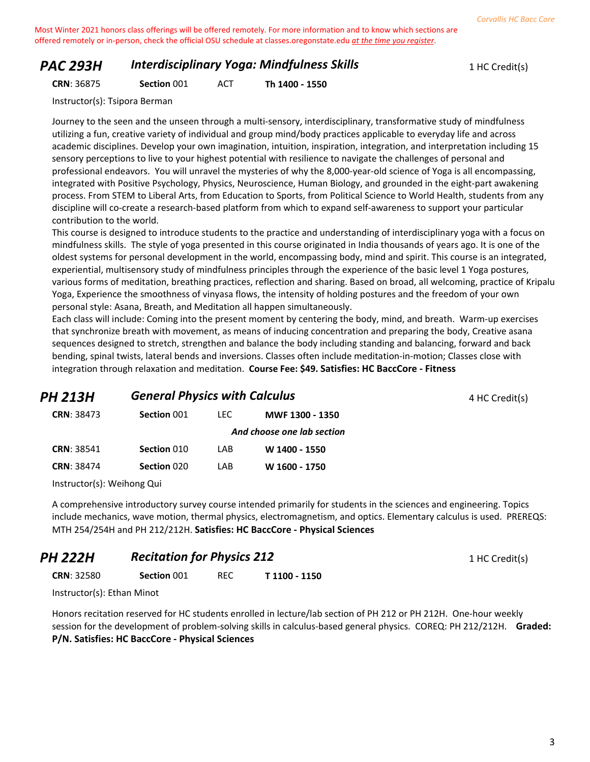Most Winter 2021 honors class offerings will be offered remotely. For more information and to know which sections are offered remotely or in-person, check the official OSU schedule at classes.oregonstate.edu *at the time you register*.

## PAC 293H — *Interdisciplinary Yoga: Mindfulness Skills* — 1 HC Credit(s)

**CRN**: 36875 | **Section** 001 | ACT | **Th 1400 - 1550**

Instructor(s): Tsipora Berman

Journey to the seen and the unseen through a multi-sensory, interdisciplinary, transformative study of mindfulness utilizing a fun, creative variety of individual and group mind/body practices applicable to everyday life and across academic disciplines. Develop your own imagination, intuition, inspiration, integration, and interpretation including 15 sensory perceptions to live to your highest potential with resilience to navigate the challenges of personal and professional endeavors. You will unravel the mysteries of why the 8,000-year-old science of Yoga is all encompassing, integrated with Positive Psychology, Physics, Neuroscience, Human Biology, and grounded in the eight-part awakening process. From STEM to Liberal Arts, from Education to Sports, from Political Science to World Health, students from any discipline will co-create a research-based platform from which to expand self-awareness to support your particular contribution to the world.

This course is designed to introduce students to the practice and understanding of interdisciplinary yoga with a focus on mindfulness skills. The style of yoga presented in this course originated in India thousands of years ago. It is one of the oldest systems for personal development in the world, encompassing body, mind and spirit. This course is an integrated, experiential, multisensory study of mindfulness principles through the experience of the basic level 1 Yoga postures, various forms of meditation, breathing practices, reflection and sharing. Based on broad, all welcoming, practice of Kripalu Yoga, Experience the smoothness of vinyasa flows, the intensity of holding postures and the freedom of your own personal style: Asana, Breath, and Meditation all happen simultaneously.

Each class will include: Coming into the present moment by centering the body, mind, and breath. Warm-up exercises that synchronize breath with movement, as means of inducing concentration and preparing the body, Creative asana sequences designed to stretch, strengthen and balance the body including standing and balancing, forward and back bending, spinal twists, lateral bends and inversions. Classes often include meditation-in-motion; Classes close with integration through relaxation and meditation. **Course Fee: $49. Satisfies: HC BaccCore - Fitness**

## PH 213H — *General Physics with Calculus* — 4 HC Credit(s)

**CRN**: 38473 | **Section** 001 | LEC | **MWF 1300 - 1350**

*And choose one lab section*

**CRN**: 38541 | **Section** 010 | LAB | **W 1400 - 1550**

**CRN**: 38474 | **Section** 020 | LAB | **W 1600 - 1750**

Instructor(s): Weihong Qui

A comprehensive introductory survey course intended primarily for students in the sciences and engineering. Topics include mechanics, wave motion, thermal physics, electromagnetism, and optics. Elementary calculus is used. PREREQS: MTH 254/254H and PH 212/212H. **Satisfies: HC BaccCore - Physical Sciences**

## PH 222H — *Recitation for Physics 212* — 1 HC Credit(s)

**CRN**: 32580 | **Section** 001 | REC | **T 1100 - 1150**

Instructor(s): Ethan Minot

Honors recitation reserved for HC students enrolled in lecture/lab section of PH 212 or PH 212H. One-hour weekly session for the development of problem-solving skills in calculus-based general physics. COREQ: PH 212/212H. **Graded: P/N. Satisfies: HC BaccCore - Physical Sciences**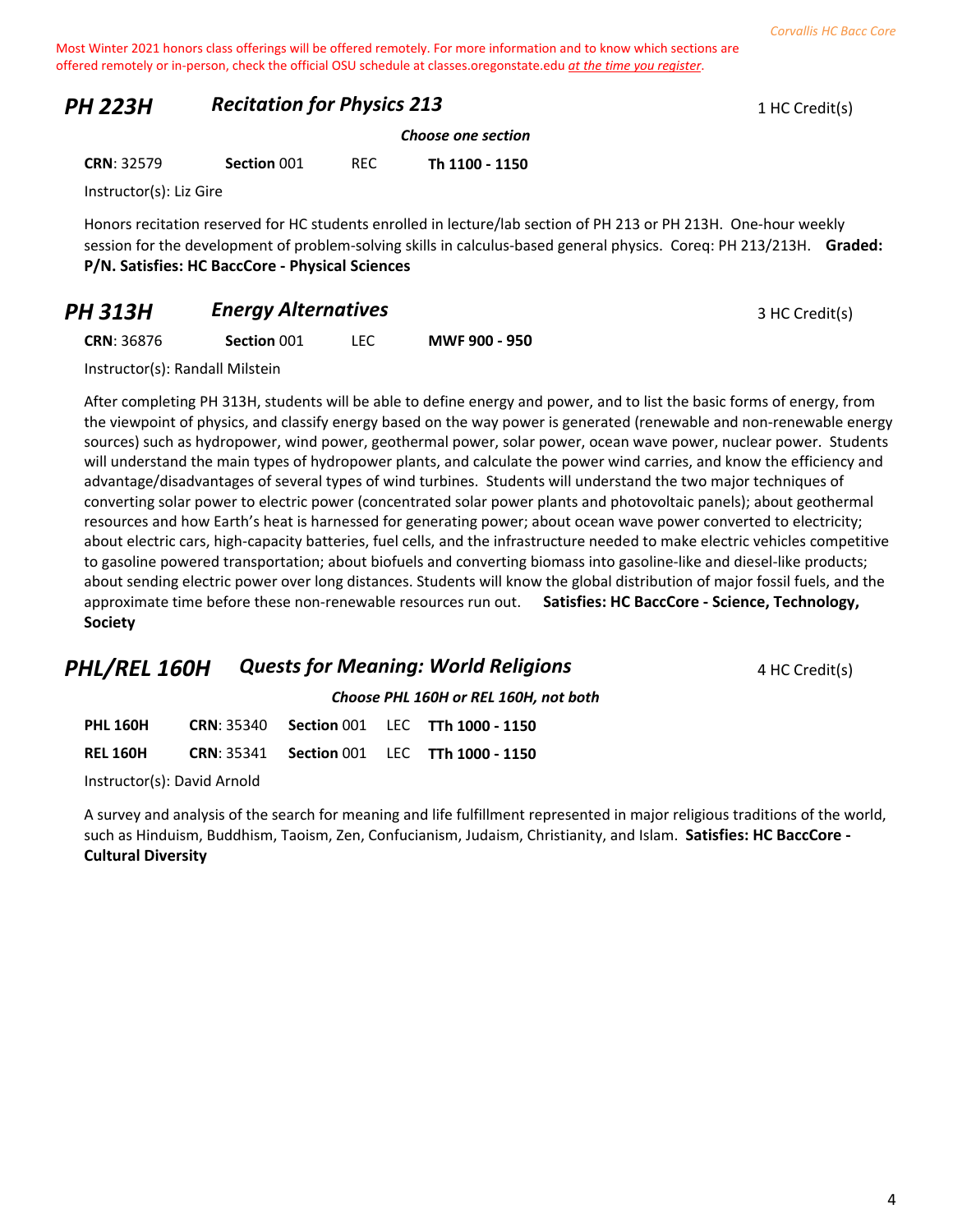Most Winter 2021 honors class offerings will be offered remotely. For more information and to know which sections are offered remotely or in-person, check the official OSU schedule at classes.oregonstate.edu *at the time you register*.

## PH 223H — *Recitation for Physics 213* — 1 HC Credit(s)

***Choose one section***

**CRN**: 32579 **Section** 001 REC **Th 1100 - 1150**

Instructor(s): Liz Gire

Honors recitation reserved for HC students enrolled in lecture/lab section of PH 213 or PH 213H. One-hour weekly session for the development of problem-solving skills in calculus-based general physics. Coreq: PH 213/213H. **Graded: P/N. Satisfies: HC BaccCore - Physical Sciences**

## PH 313H — *Energy Alternatives* — 3 HC Credit(s)

**CRN**: 36876 **Section** 001 LEC **MWF 900 - 950**

Instructor(s): Randall Milstein

After completing PH 313H, students will be able to define energy and power, and to list the basic forms of energy, from the viewpoint of physics, and classify energy based on the way power is generated (renewable and non-renewable energy sources) such as hydropower, wind power, geothermal power, solar power, ocean wave power, nuclear power. Students will understand the main types of hydropower plants, and calculate the power wind carries, and know the efficiency and advantage/disadvantages of several types of wind turbines. Students will understand the two major techniques of converting solar power to electric power (concentrated solar power plants and photovoltaic panels); about geothermal resources and how Earth's heat is harnessed for generating power; about ocean wave power converted to electricity; about electric cars, high-capacity batteries, fuel cells, and the infrastructure needed to make electric vehicles competitive to gasoline powered transportation; about biofuels and converting biomass into gasoline-like and diesel-like products; about sending electric power over long distances. Students will know the global distribution of major fossil fuels, and the approximate time before these non-renewable resources run out. **Satisfies: HC BaccCore - Science, Technology, Society**

## PHL/REL 160H — *Quests for Meaning: World Religions* — 4 HC Credit(s)

***Choose PHL 160H or REL 160H, not both***

**PHL 160H** **CRN**: 35340 **Section** 001 LEC **TTh 1000 - 1150**

**REL 160H** **CRN**: 35341 **Section** 001 LEC **TTh 1000 - 1150**

Instructor(s): David Arnold

A survey and analysis of the search for meaning and life fulfillment represented in major religious traditions of the world, such as Hinduism, Buddhism, Taoism, Zen, Confucianism, Judaism, Christianity, and Islam. **Satisfies: HC BaccCore - Cultural Diversity**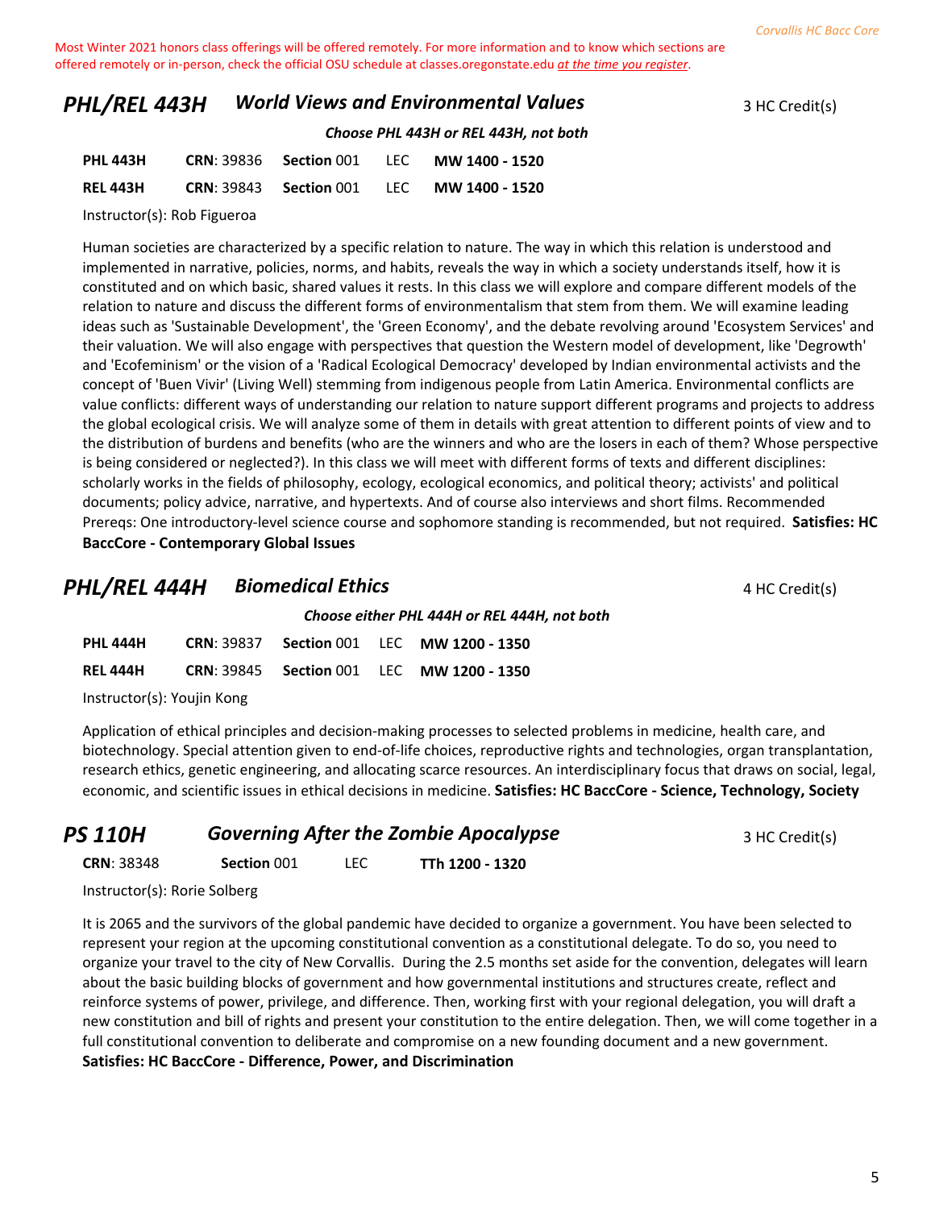Most Winter 2021 honors class offerings will be offered remotely. For more information and to know which sections are offered remotely or in-person, check the official OSU schedule at classes.oregonstate.edu *at the time you register*.

## PHL/REL 443H — World Views and Environmental Values

3 HC Credit(s)

***Choose PHL 443H or REL 443H, not both***

| Course | CRN | Section | Type | Time |
|---|---|---|---|---|
| **PHL 443H** | **CRN**: 39836 | **Section** 001 | LEC | **MW 1400 - 1520** |
| **REL 443H** | **CRN**: 39843 | **Section** 001 | LEC | **MW 1400 - 1520** |

Instructor(s): Rob Figueroa

Human societies are characterized by a specific relation to nature. The way in which this relation is understood and implemented in narrative, policies, norms, and habits, reveals the way in which a society understands itself, how it is constituted and on which basic, shared values it rests. In this class we will explore and compare different models of the relation to nature and discuss the different forms of environmentalism that stem from them. We will examine leading ideas such as 'Sustainable Development', the 'Green Economy', and the debate revolving around 'Ecosystem Services' and their valuation. We will also engage with perspectives that question the Western model of development, like 'Degrowth' and 'Ecofeminism' or the vision of a 'Radical Ecological Democracy' developed by Indian environmental activists and the concept of 'Buen Vivir' (Living Well) stemming from indigenous people from Latin America. Environmental conflicts are value conflicts: different ways of understanding our relation to nature support different programs and projects to address the global ecological crisis. We will analyze some of them in details with great attention to different points of view and to the distribution of burdens and benefits (who are the winners and who are the losers in each of them? Whose perspective is being considered or neglected?). In this class we will meet with different forms of texts and different disciplines: scholarly works in the fields of philosophy, ecology, ecological economics, and political theory; activists' and political documents; policy advice, narrative, and hypertexts. And of course also interviews and short films. Recommended Prereqs: One introductory-level science course and sophomore standing is recommended, but not required. **Satisfies: HC BaccCore - Contemporary Global Issues**

## PHL/REL 444H — Biomedical Ethics

4 HC Credit(s)

***Choose either PHL 444H or REL 444H, not both***

| Course | CRN | Section | Type | Time |
|---|---|---|---|---|
| **PHL 444H** | **CRN**: 39837 | **Section** 001 | LEC | **MW 1200 - 1350** |
| **REL 444H** | **CRN**: 39845 | **Section** 001 | LEC | **MW 1200 - 1350** |

Instructor(s): Youjin Kong

Application of ethical principles and decision-making processes to selected problems in medicine, health care, and biotechnology. Special attention given to end-of-life choices, reproductive rights and technologies, organ transplantation, research ethics, genetic engineering, and allocating scarce resources. An interdisciplinary focus that draws on social, legal, economic, and scientific issues in ethical decisions in medicine. **Satisfies: HC BaccCore - Science, Technology, Society**

## PS 110H — Governing After the Zombie Apocalypse

3 HC Credit(s)

**CRN**: 38348 | **Section** 001 | LEC | **TTh 1200 - 1320**

Instructor(s): Rorie Solberg

It is 2065 and the survivors of the global pandemic have decided to organize a government. You have been selected to represent your region at the upcoming constitutional convention as a constitutional delegate. To do so, you need to organize your travel to the city of New Corvallis. During the 2.5 months set aside for the convention, delegates will learn about the basic building blocks of government and how governmental institutions and structures create, reflect and reinforce systems of power, privilege, and difference. Then, working first with your regional delegation, you will draft a new constitution and bill of rights and present your constitution to the entire delegation. Then, we will come together in a full constitutional convention to deliberate and compromise on a new founding document and a new government. **Satisfies: HC BaccCore - Difference, Power, and Discrimination**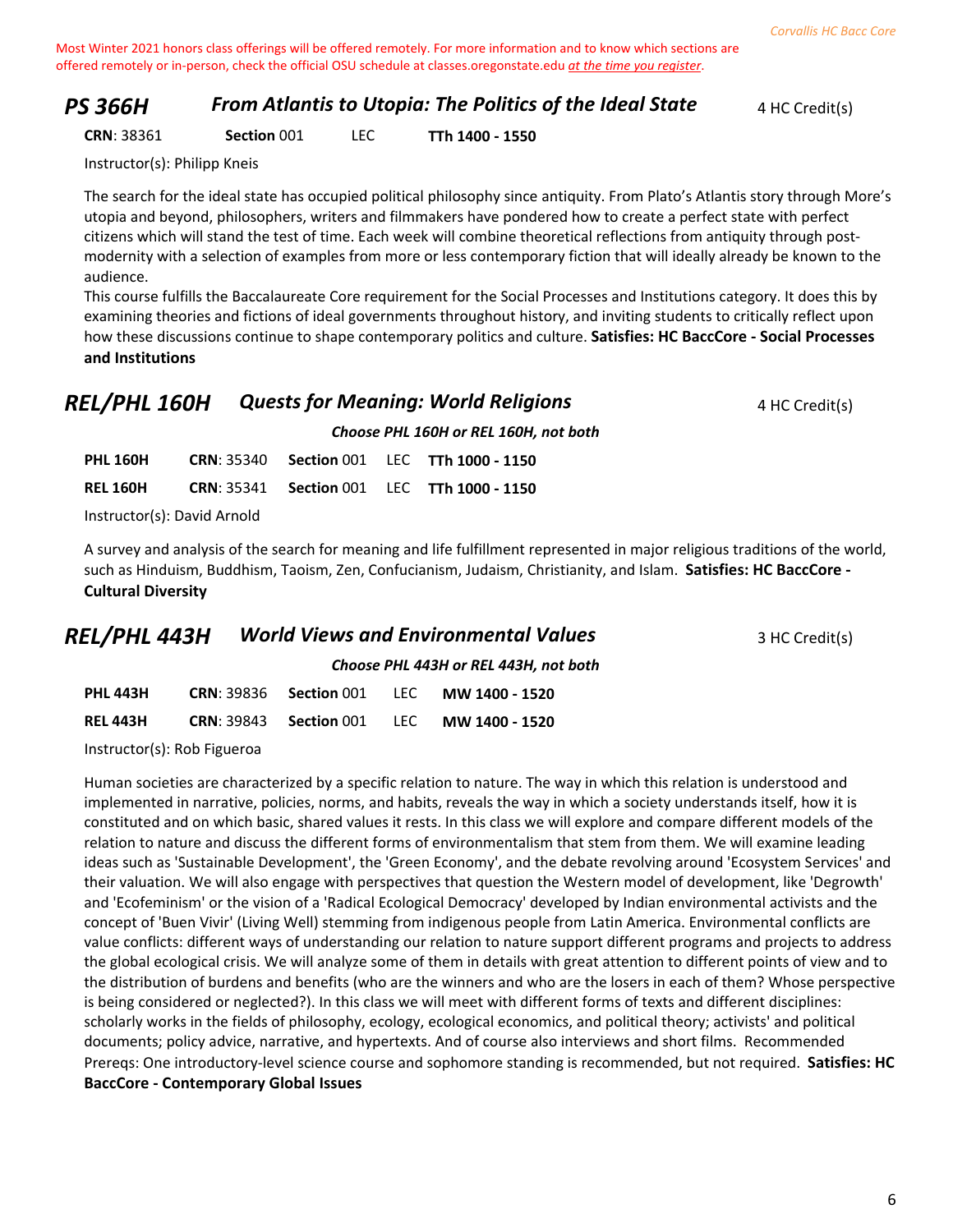Most Winter 2021 honors class offerings will be offered remotely. For more information and to know which sections are offered remotely or in-person, check the official OSU schedule at classes.oregonstate.edu *at the time you register*.

## PS 366H — *From Atlantis to Utopia: The Politics of the Ideal State* — 4 HC Credit(s)

**CRN**: 38361 **Section** 001 LEC **TTh 1400 - 1550**

Instructor(s): Philipp Kneis

The search for the ideal state has occupied political philosophy since antiquity. From Plato's Atlantis story through More's utopia and beyond, philosophers, writers and filmmakers have pondered how to create a perfect state with perfect citizens which will stand the test of time. Each week will combine theoretical reflections from antiquity through post-modernity with a selection of examples from more or less contemporary fiction that will ideally already be known to the audience.

This course fulfills the Baccalaureate Core requirement for the Social Processes and Institutions category. It does this by examining theories and fictions of ideal governments throughout history, and inviting students to critically reflect upon how these discussions continue to shape contemporary politics and culture. **Satisfies: HC BaccCore - Social Processes and Institutions**

## REL/PHL 160H — *Quests for Meaning: World Religions* — 4 HC Credit(s)

***Choose PHL 160H or REL 160H, not both***

| | | | | |
|---|---|---|---|---|
| **PHL 160H** | **CRN**: 35340 | **Section** 001 | LEC | **TTh 1000 - 1150** |
| **REL 160H** | **CRN**: 35341 | **Section** 001 | LEC | **TTh 1000 - 1150** |

Instructor(s): David Arnold

A survey and analysis of the search for meaning and life fulfillment represented in major religious traditions of the world, such as Hinduism, Buddhism, Taoism, Zen, Confucianism, Judaism, Christianity, and Islam. **Satisfies: HC BaccCore - Cultural Diversity**

## REL/PHL 443H — *World Views and Environmental Values* — 3 HC Credit(s)

***Choose PHL 443H or REL 443H, not both***

| | | | | |
|---|---|---|---|---|
| **PHL 443H** | **CRN**: 39836 | **Section** 001 | LEC | **MW 1400 - 1520** |
| **REL 443H** | **CRN**: 39843 | **Section** 001 | LEC | **MW 1400 - 1520** |

Instructor(s): Rob Figueroa

Human societies are characterized by a specific relation to nature. The way in which this relation is understood and implemented in narrative, policies, norms, and habits, reveals the way in which a society understands itself, how it is constituted and on which basic, shared values it rests. In this class we will explore and compare different models of the relation to nature and discuss the different forms of environmentalism that stem from them. We will examine leading ideas such as 'Sustainable Development', the 'Green Economy', and the debate revolving around 'Ecosystem Services' and their valuation. We will also engage with perspectives that question the Western model of development, like 'Degrowth' and 'Ecofeminism' or the vision of a 'Radical Ecological Democracy' developed by Indian environmental activists and the concept of 'Buen Vivir' (Living Well) stemming from indigenous people from Latin America. Environmental conflicts are value conflicts: different ways of understanding our relation to nature support different programs and projects to address the global ecological crisis. We will analyze some of them in details with great attention to different points of view and to the distribution of burdens and benefits (who are the winners and who are the losers in each of them? Whose perspective is being considered or neglected?). In this class we will meet with different forms of texts and different disciplines: scholarly works in the fields of philosophy, ecology, ecological economics, and political theory; activists' and political documents; policy advice, narrative, and hypertexts. And of course also interviews and short films. Recommended Prereqs: One introductory-level science course and sophomore standing is recommended, but not required. **Satisfies: HC BaccCore - Contemporary Global Issues**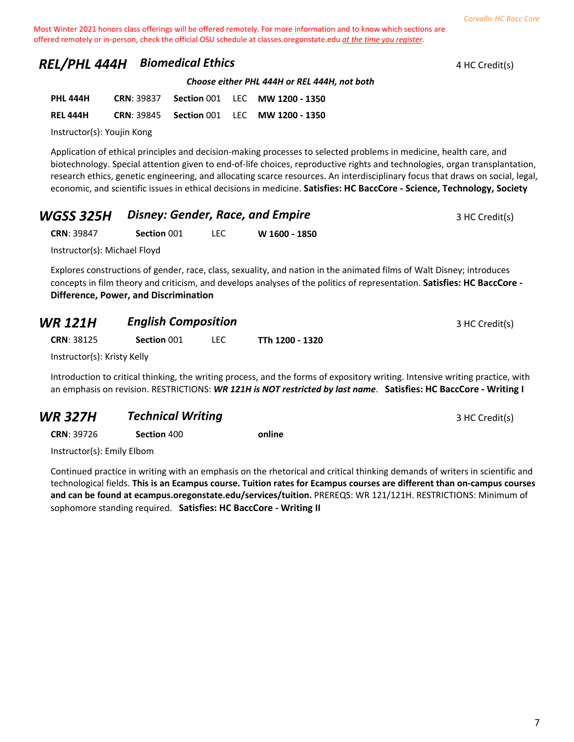Most Winter 2021 honors class offerings will be offered remotely. For more information and to know which sections are offered remotely or in-person, check the official OSU schedule at classes.oregonstate.edu *at the time you register*.

## REL/PHL 444H — Biomedical Ethics

4 HC Credit(s)

***Choose either PHL 444H or REL 444H, not both***

**PHL 444H** **CRN**: 39837 **Section** 001 LEC **MW 1200 - 1350**

**REL 444H** **CRN**: 39845 **Section** 001 LEC **MW 1200 - 1350**

Instructor(s): Youjin Kong

Application of ethical principles and decision-making processes to selected problems in medicine, health care, and biotechnology. Special attention given to end-of-life choices, reproductive rights and technologies, organ transplantation, research ethics, genetic engineering, and allocating scarce resources. An interdisciplinary focus that draws on social, legal, economic, and scientific issues in ethical decisions in medicine. **Satisfies: HC BaccCore - Science, Technology, Society**

## WGSS 325H — Disney: Gender, Race, and Empire

3 HC Credit(s)

**CRN**: 39847 **Section** 001 LEC **W 1600 - 1850**

Instructor(s): Michael Floyd

Explores constructions of gender, race, class, sexuality, and nation in the animated films of Walt Disney; introduces concepts in film theory and criticism, and develops analyses of the politics of representation. **Satisfies: HC BaccCore - Difference, Power, and Discrimination**

## WR 121H — English Composition

3 HC Credit(s)

**CRN**: 38125 **Section** 001 LEC **TTh 1200 - 1320**

Instructor(s): Kristy Kelly

Introduction to critical thinking, the writing process, and the forms of expository writing. Intensive writing practice, with an emphasis on revision. RESTRICTIONS: ***WR 121H is NOT restricted by last name***. **Satisfies: HC BaccCore - Writing I**

## WR 327H — Technical Writing

3 HC Credit(s)

**CRN**: 39726 **Section** 400 **online**

Instructor(s): Emily Elbom

Continued practice in writing with an emphasis on the rhetorical and critical thinking demands of writers in scientific and technological fields. **This is an Ecampus course. Tuition rates for Ecampus courses are different than on-campus courses and can be found at ecampus.oregonstate.edu/services/tuition.** PREREQS: WR 121/121H. RESTRICTIONS: Minimum of sophomore standing required. **Satisfies: HC BaccCore - Writing II**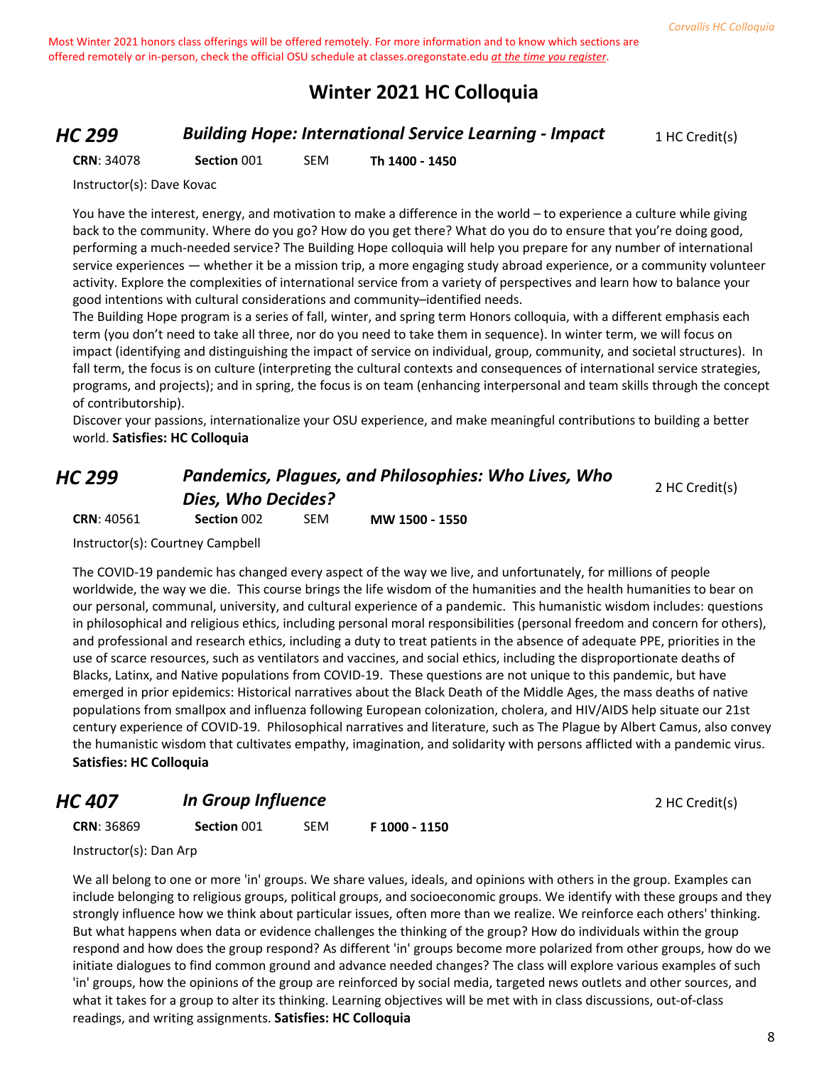Most Winter 2021 honors class offerings will be offered remotely. For more information and to know which sections are offered remotely or in-person, check the official OSU schedule at classes.oregonstate.edu *at the time you register*.

# Winter 2021 HC Colloquia

## HC 299 — *Building Hope: International Service Learning - Impact* — 1 HC Credit(s)

**CRN**: 34078 **Section** 001 SEM **Th 1400 - 1450**

Instructor(s): Dave Kovac

You have the interest, energy, and motivation to make a difference in the world – to experience a culture while giving back to the community. Where do you go? How do you get there? What do you do to ensure that you're doing good, performing a much-needed service? The Building Hope colloquia will help you prepare for any number of international service experiences — whether it be a mission trip, a more engaging study abroad experience, or a community volunteer activity. Explore the complexities of international service from a variety of perspectives and learn how to balance your good intentions with cultural considerations and community–identified needs.

The Building Hope program is a series of fall, winter, and spring term Honors colloquia, with a different emphasis each term (you don't need to take all three, nor do you need to take them in sequence). In winter term, we will focus on impact (identifying and distinguishing the impact of service on individual, group, community, and societal structures). In fall term, the focus is on culture (interpreting the cultural contexts and consequences of international service strategies, programs, and projects); and in spring, the focus is on team (enhancing interpersonal and team skills through the concept of contributorship).

Discover your passions, internationalize your OSU experience, and make meaningful contributions to building a better world. **Satisfies: HC Colloquia**

## HC 299 — *Pandemics, Plagues, and Philosophies: Who Lives, Who Dies, Who Decides?* — 2 HC Credit(s)

**CRN**: 40561 **Section** 002 SEM **MW 1500 - 1550**

Instructor(s): Courtney Campbell

The COVID-19 pandemic has changed every aspect of the way we live, and unfortunately, for millions of people worldwide, the way we die. This course brings the life wisdom of the humanities and the health humanities to bear on our personal, communal, university, and cultural experience of a pandemic. This humanistic wisdom includes: questions in philosophical and religious ethics, including personal moral responsibilities (personal freedom and concern for others), and professional and research ethics, including a duty to treat patients in the absence of adequate PPE, priorities in the use of scarce resources, such as ventilators and vaccines, and social ethics, including the disproportionate deaths of Blacks, Latinx, and Native populations from COVID-19. These questions are not unique to this pandemic, but have emerged in prior epidemics: Historical narratives about the Black Death of the Middle Ages, the mass deaths of native populations from smallpox and influenza following European colonization, cholera, and HIV/AIDS help situate our 21st century experience of COVID-19. Philosophical narratives and literature, such as The Plague by Albert Camus, also convey the humanistic wisdom that cultivates empathy, imagination, and solidarity with persons afflicted with a pandemic virus. **Satisfies: HC Colloquia**

## HC 407 — *In Group Influence* — 2 HC Credit(s)

**CRN**: 36869 **Section** 001 SEM **F 1000 - 1150**

Instructor(s): Dan Arp

We all belong to one or more 'in' groups. We share values, ideals, and opinions with others in the group. Examples can include belonging to religious groups, political groups, and socioeconomic groups. We identify with these groups and they strongly influence how we think about particular issues, often more than we realize. We reinforce each others' thinking. But what happens when data or evidence challenges the thinking of the group? How do individuals within the group respond and how does the group respond? As different 'in' groups become more polarized from other groups, how do we initiate dialogues to find common ground and advance needed changes? The class will explore various examples of such 'in' groups, how the opinions of the group are reinforced by social media, targeted news outlets and other sources, and what it takes for a group to alter its thinking. Learning objectives will be met with in class discussions, out-of-class readings, and writing assignments. **Satisfies: HC Colloquia**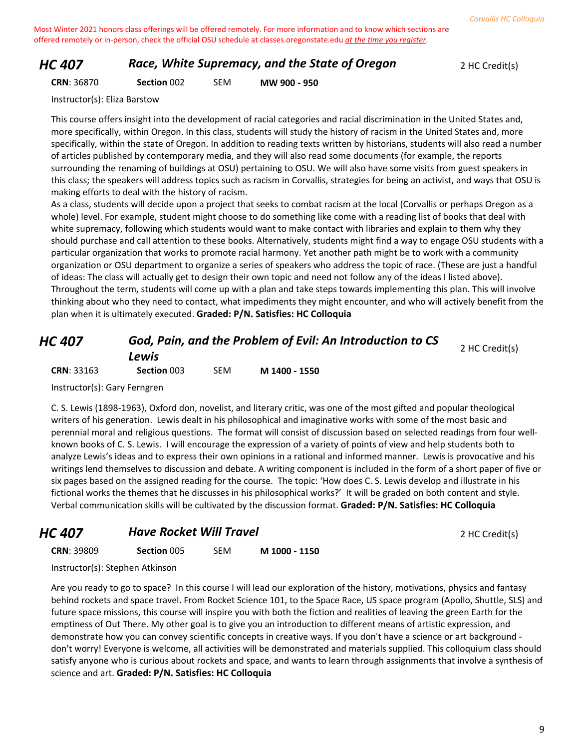Most Winter 2021 honors class offerings will be offered remotely. For more information and to know which sections are offered remotely or in-person, check the official OSU schedule at classes.oregonstate.edu *at the time you register*.

## HC 407 — *Race, White Supremacy, and the State of Oregon* — 2 HC Credit(s)

**CRN**: 36870 **Section** 002 SEM **MW 900 - 950**

Instructor(s): Eliza Barstow

This course offers insight into the development of racial categories and racial discrimination in the United States and, more specifically, within Oregon. In this class, students will study the history of racism in the United States and, more specifically, within the state of Oregon. In addition to reading texts written by historians, students will also read a number of articles published by contemporary media, and they will also read some documents (for example, the reports surrounding the renaming of buildings at OSU) pertaining to OSU. We will also have some visits from guest speakers in this class; the speakers will address topics such as racism in Corvallis, strategies for being an activist, and ways that OSU is making efforts to deal with the history of racism.

As a class, students will decide upon a project that seeks to combat racism at the local (Corvallis or perhaps Oregon as a whole) level. For example, student might choose to do something like come with a reading list of books that deal with white supremacy, following which students would want to make contact with libraries and explain to them why they should purchase and call attention to these books. Alternatively, students might find a way to engage OSU students with a particular organization that works to promote racial harmony. Yet another path might be to work with a community organization or OSU department to organize a series of speakers who address the topic of race. (These are just a handful of ideas: The class will actually get to design their own topic and need not follow any of the ideas I listed above). Throughout the term, students will come up with a plan and take steps towards implementing this plan. This will involve thinking about who they need to contact, what impediments they might encounter, and who will actively benefit from the plan when it is ultimately executed. **Graded: P/N. Satisfies: HC Colloquia**

## HC 407 — *God, Pain, and the Problem of Evil: An Introduction to CS Lewis* — 2 HC Credit(s)

**CRN**: 33163 **Section** 003 SEM **M 1400 - 1550**

Instructor(s): Gary Ferngren

C. S. Lewis (1898-1963), Oxford don, novelist, and literary critic, was one of the most gifted and popular theological writers of his generation. Lewis dealt in his philosophical and imaginative works with some of the most basic and perennial moral and religious questions. The format will consist of discussion based on selected readings from four well-known books of C. S. Lewis. I will encourage the expression of a variety of points of view and help students both to analyze Lewis's ideas and to express their own opinions in a rational and informed manner. Lewis is provocative and his writings lend themselves to discussion and debate. A writing component is included in the form of a short paper of five or six pages based on the assigned reading for the course. The topic: 'How does C. S. Lewis develop and illustrate in his fictional works the themes that he discusses in his philosophical works?' It will be graded on both content and style. Verbal communication skills will be cultivated by the discussion format. **Graded: P/N. Satisfies: HC Colloquia**

## HC 407 — *Have Rocket Will Travel* — 2 HC Credit(s)

**CRN**: 39809 **Section** 005 SEM **M 1000 - 1150**

Instructor(s): Stephen Atkinson

Are you ready to go to space? In this course I will lead our exploration of the history, motivations, physics and fantasy behind rockets and space travel. From Rocket Science 101, to the Space Race, US space program (Apollo, Shuttle, SLS) and future space missions, this course will inspire you with both the fiction and realities of leaving the green Earth for the emptiness of Out There. My other goal is to give you an introduction to different means of artistic expression, and demonstrate how you can convey scientific concepts in creative ways. If you don't have a science or art background - don't worry! Everyone is welcome, all activities will be demonstrated and materials supplied. This colloquium class should satisfy anyone who is curious about rockets and space, and wants to learn through assignments that involve a synthesis of science and art. **Graded: P/N. Satisfies: HC Colloquia**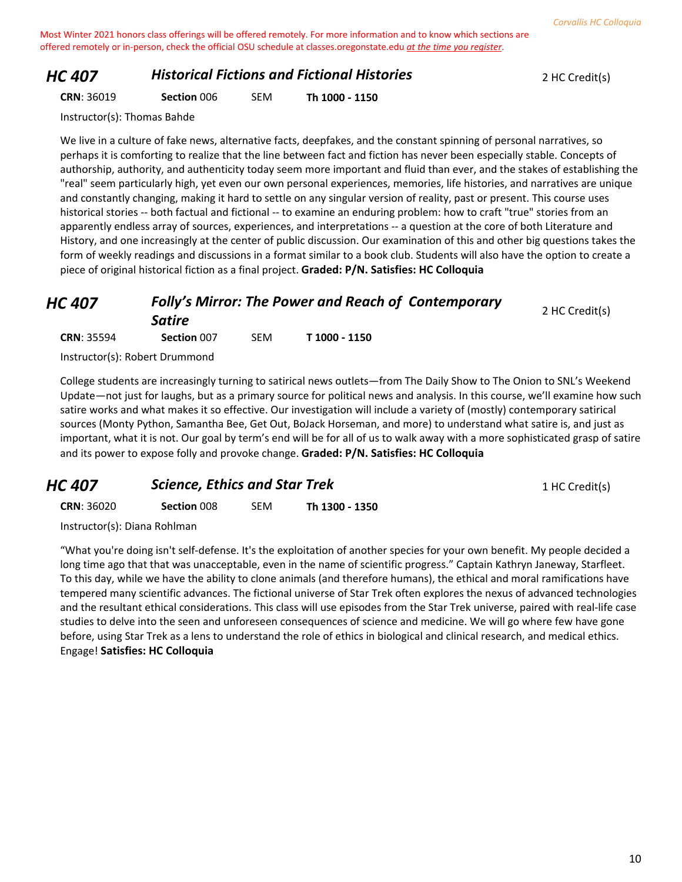Most Winter 2021 honors class offerings will be offered remotely. For more information and to know which sections are offered remotely or in-person, check the official OSU schedule at classes.oregonstate.edu *at the time you register*.

## HC 407 — *Historical Fictions and Fictional Histories*

2 HC Credit(s)

**CRN**: 36019 **Section** 006 SEM **Th 1000 - 1150**

Instructor(s): Thomas Bahde

We live in a culture of fake news, alternative facts, deepfakes, and the constant spinning of personal narratives, so perhaps it is comforting to realize that the line between fact and fiction has never been especially stable. Concepts of authorship, authority, and authenticity today seem more important and fluid than ever, and the stakes of establishing the "real" seem particularly high, yet even our own personal experiences, memories, life histories, and narratives are unique and constantly changing, making it hard to settle on any singular version of reality, past or present. This course uses historical stories -- both factual and fictional -- to examine an enduring problem: how to craft "true" stories from an apparently endless array of sources, experiences, and interpretations -- a question at the core of both Literature and History, and one increasingly at the center of public discussion. Our examination of this and other big questions takes the form of weekly readings and discussions in a format similar to a book club. Students will also have the option to create a piece of original historical fiction as a final project. **Graded: P/N. Satisfies: HC Colloquia**

## HC 407 — *Folly's Mirror: The Power and Reach of Contemporary Satire*

2 HC Credit(s)

**CRN**: 35594 **Section** 007 SEM **T 1000 - 1150**

Instructor(s): Robert Drummond

College students are increasingly turning to satirical news outlets—from The Daily Show to The Onion to SNL's Weekend Update—not just for laughs, but as a primary source for political news and analysis. In this course, we'll examine how such satire works and what makes it so effective. Our investigation will include a variety of (mostly) contemporary satirical sources (Monty Python, Samantha Bee, Get Out, BoJack Horseman, and more) to understand what satire is, and just as important, what it is not. Our goal by term's end will be for all of us to walk away with a more sophisticated grasp of satire and its power to expose folly and provoke change. **Graded: P/N. Satisfies: HC Colloquia**

## HC 407 — *Science, Ethics and Star Trek*

1 HC Credit(s)

**CRN**: 36020 **Section** 008 SEM **Th 1300 - 1350**

Instructor(s): Diana Rohlman

"What you're doing isn't self-defense. It's the exploitation of another species for your own benefit. My people decided a long time ago that that was unacceptable, even in the name of scientific progress." Captain Kathryn Janeway, Starfleet. To this day, while we have the ability to clone animals (and therefore humans), the ethical and moral ramifications have tempered many scientific advances. The fictional universe of Star Trek often explores the nexus of advanced technologies and the resultant ethical considerations. This class will use episodes from the Star Trek universe, paired with real-life case studies to delve into the seen and unforeseen consequences of science and medicine. We will go where few have gone before, using Star Trek as a lens to understand the role of ethics in biological and clinical research, and medical ethics. Engage! **Satisfies: HC Colloquia**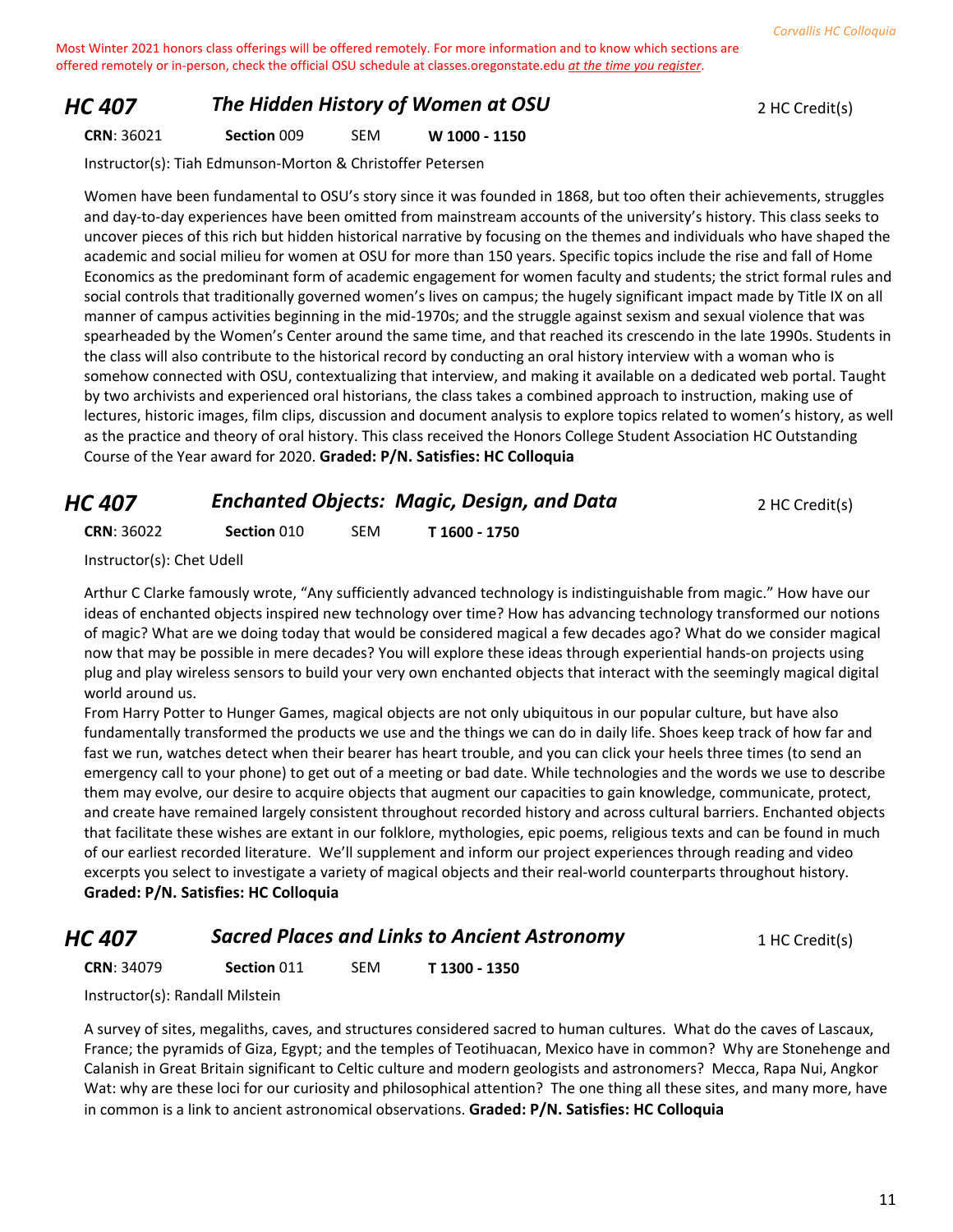Most Winter 2021 honors class offerings will be offered remotely. For more information and to know which sections are offered remotely or in-person, check the official OSU schedule at classes.oregonstate.edu *at the time you register*.

## HC 407 — *The Hidden History of Women at OSU* — 2 HC Credit(s)

**CRN**: 36021 **Section** 009 SEM **W 1000 - 1150**

Instructor(s): Tiah Edmunson-Morton & Christoffer Petersen

Women have been fundamental to OSU's story since it was founded in 1868, but too often their achievements, struggles and day-to-day experiences have been omitted from mainstream accounts of the university's history. This class seeks to uncover pieces of this rich but hidden historical narrative by focusing on the themes and individuals who have shaped the academic and social milieu for women at OSU for more than 150 years. Specific topics include the rise and fall of Home Economics as the predominant form of academic engagement for women faculty and students; the strict formal rules and social controls that traditionally governed women's lives on campus; the hugely significant impact made by Title IX on all manner of campus activities beginning in the mid-1970s; and the struggle against sexism and sexual violence that was spearheaded by the Women's Center around the same time, and that reached its crescendo in the late 1990s. Students in the class will also contribute to the historical record by conducting an oral history interview with a woman who is somehow connected with OSU, contextualizing that interview, and making it available on a dedicated web portal. Taught by two archivists and experienced oral historians, the class takes a combined approach to instruction, making use of lectures, historic images, film clips, discussion and document analysis to explore topics related to women's history, as well as the practice and theory of oral history. This class received the Honors College Student Association HC Outstanding Course of the Year award for 2020. **Graded: P/N. Satisfies: HC Colloquia**

## HC 407 — *Enchanted Objects: Magic, Design, and Data* — 2 HC Credit(s)

**CRN**: 36022 **Section** 010 SEM **T 1600 - 1750**

Instructor(s): Chet Udell

Arthur C Clarke famously wrote, "Any sufficiently advanced technology is indistinguishable from magic." How have our ideas of enchanted objects inspired new technology over time? How has advancing technology transformed our notions of magic? What are we doing today that would be considered magical a few decades ago? What do we consider magical now that may be possible in mere decades? You will explore these ideas through experiential hands-on projects using plug and play wireless sensors to build your very own enchanted objects that interact with the seemingly magical digital world around us.

From Harry Potter to Hunger Games, magical objects are not only ubiquitous in our popular culture, but have also fundamentally transformed the products we use and the things we can do in daily life. Shoes keep track of how far and fast we run, watches detect when their bearer has heart trouble, and you can click your heels three times (to send an emergency call to your phone) to get out of a meeting or bad date. While technologies and the words we use to describe them may evolve, our desire to acquire objects that augment our capacities to gain knowledge, communicate, protect, and create have remained largely consistent throughout recorded history and across cultural barriers. Enchanted objects that facilitate these wishes are extant in our folklore, mythologies, epic poems, religious texts and can be found in much of our earliest recorded literature. We'll supplement and inform our project experiences through reading and video excerpts you select to investigate a variety of magical objects and their real-world counterparts throughout history. **Graded: P/N. Satisfies: HC Colloquia**

## HC 407 — *Sacred Places and Links to Ancient Astronomy* — 1 HC Credit(s)

**CRN**: 34079 **Section** 011 SEM **T 1300 - 1350**

Instructor(s): Randall Milstein

A survey of sites, megaliths, caves, and structures considered sacred to human cultures. What do the caves of Lascaux, France; the pyramids of Giza, Egypt; and the temples of Teotihuacan, Mexico have in common? Why are Stonehenge and Calanish in Great Britain significant to Celtic culture and modern geologists and astronomers? Mecca, Rapa Nui, Angkor Wat: why are these loci for our curiosity and philosophical attention? The one thing all these sites, and many more, have in common is a link to ancient astronomical observations. **Graded: P/N. Satisfies: HC Colloquia**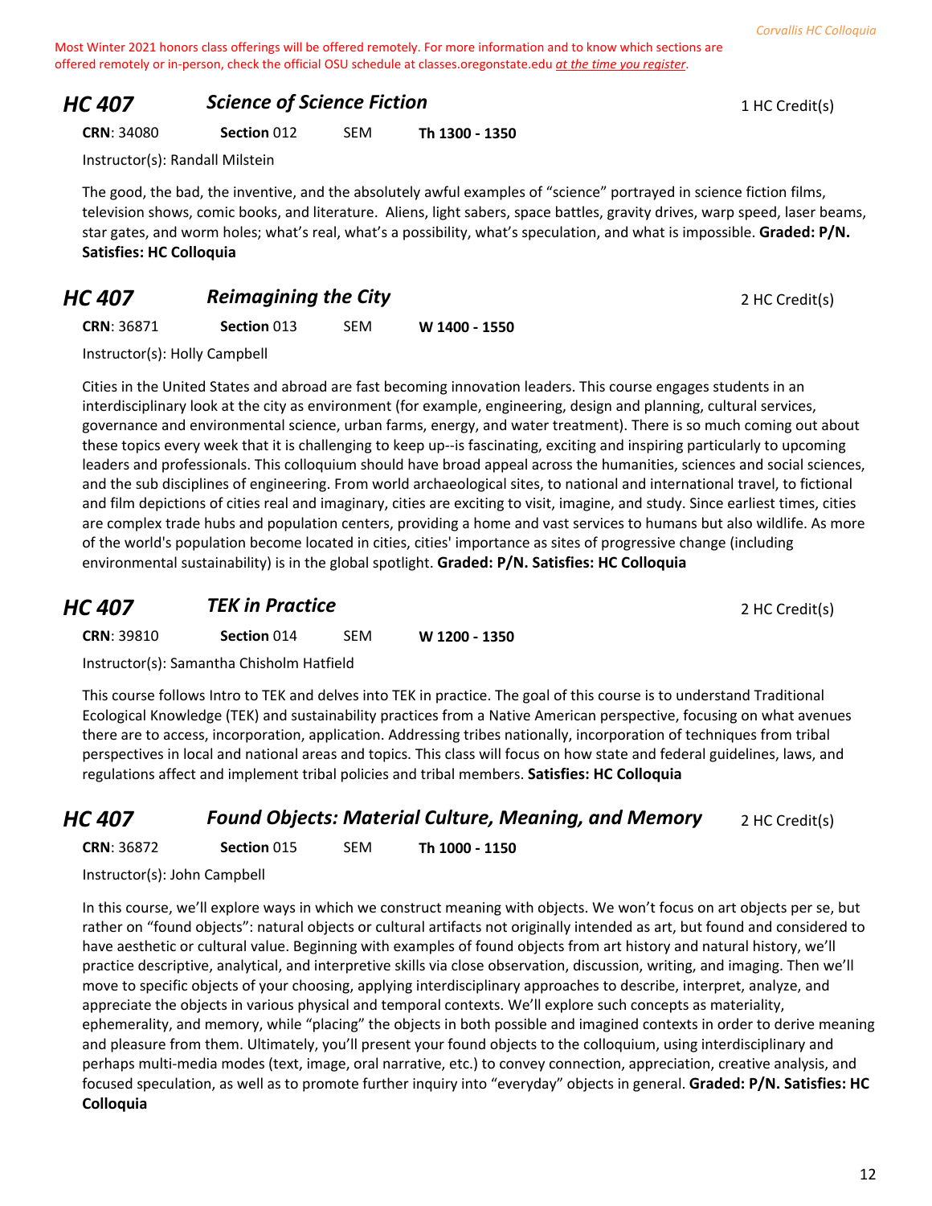Most Winter 2021 honors class offerings will be offered remotely. For more information and to know which sections are offered remotely or in-person, check the official OSU schedule at classes.oregonstate.edu *at the time you register*.

## HC 407 — *Science of Science Fiction* — 1 HC Credit(s)

**CRN**: 34080 **Section** 012 SEM **Th 1300 - 1350**

Instructor(s): Randall Milstein

The good, the bad, the inventive, and the absolutely awful examples of "science" portrayed in science fiction films, television shows, comic books, and literature. Aliens, light sabers, space battles, gravity drives, warp speed, laser beams, star gates, and worm holes; what's real, what's a possibility, what's speculation, and what is impossible. **Graded: P/N. Satisfies: HC Colloquia**

## HC 407 — *Reimagining the City* — 2 HC Credit(s)

**CRN**: 36871 **Section** 013 SEM **W 1400 - 1550**

Instructor(s): Holly Campbell

Cities in the United States and abroad are fast becoming innovation leaders. This course engages students in an interdisciplinary look at the city as environment (for example, engineering, design and planning, cultural services, governance and environmental science, urban farms, energy, and water treatment). There is so much coming out about these topics every week that it is challenging to keep up--is fascinating, exciting and inspiring particularly to upcoming leaders and professionals. This colloquium should have broad appeal across the humanities, sciences and social sciences, and the sub disciplines of engineering. From world archaeological sites, to national and international travel, to fictional and film depictions of cities real and imaginary, cities are exciting to visit, imagine, and study. Since earliest times, cities are complex trade hubs and population centers, providing a home and vast services to humans but also wildlife. As more of the world's population become located in cities, cities' importance as sites of progressive change (including environmental sustainability) is in the global spotlight. **Graded: P/N. Satisfies: HC Colloquia**

## HC 407 — *TEK in Practice* — 2 HC Credit(s)

**CRN**: 39810 **Section** 014 SEM **W 1200 - 1350**

Instructor(s): Samantha Chisholm Hatfield

This course follows Intro to TEK and delves into TEK in practice. The goal of this course is to understand Traditional Ecological Knowledge (TEK) and sustainability practices from a Native American perspective, focusing on what avenues there are to access, incorporation, application. Addressing tribes nationally, incorporation of techniques from tribal perspectives in local and national areas and topics. This class will focus on how state and federal guidelines, laws, and regulations affect and implement tribal policies and tribal members. **Satisfies: HC Colloquia**

## HC 407 — *Found Objects: Material Culture, Meaning, and Memory* — 2 HC Credit(s)

**CRN**: 36872 **Section** 015 SEM **Th 1000 - 1150**

Instructor(s): John Campbell

In this course, we'll explore ways in which we construct meaning with objects. We won't focus on art objects per se, but rather on "found objects": natural objects or cultural artifacts not originally intended as art, but found and considered to have aesthetic or cultural value. Beginning with examples of found objects from art history and natural history, we'll practice descriptive, analytical, and interpretive skills via close observation, discussion, writing, and imaging. Then we'll move to specific objects of your choosing, applying interdisciplinary approaches to describe, interpret, analyze, and appreciate the objects in various physical and temporal contexts. We'll explore such concepts as materiality, ephemerality, and memory, while "placing" the objects in both possible and imagined contexts in order to derive meaning and pleasure from them. Ultimately, you'll present your found objects to the colloquium, using interdisciplinary and perhaps multi-media modes (text, image, oral narrative, etc.) to convey connection, appreciation, creative analysis, and focused speculation, as well as to promote further inquiry into "everyday" objects in general. **Graded: P/N. Satisfies: HC Colloquia**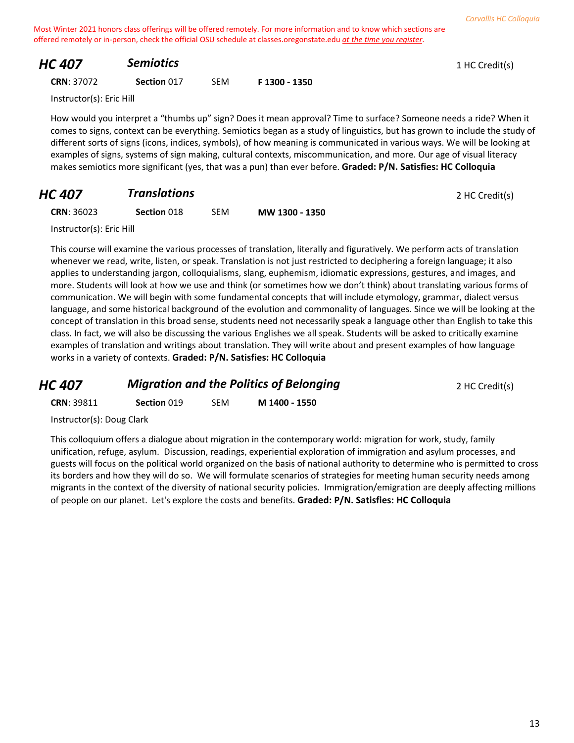Most Winter 2021 honors class offerings will be offered remotely. For more information and to know which sections are offered remotely or in-person, check the official OSU schedule at classes.oregonstate.edu *at the time you register*.

## HC 407 — *Semiotics*

1 HC Credit(s)

**CRN**: 37072 **Section** 017 SEM **F 1300 - 1350**

Instructor(s): Eric Hill

How would you interpret a "thumbs up" sign? Does it mean approval? Time to surface? Someone needs a ride? When it comes to signs, context can be everything. Semiotics began as a study of linguistics, but has grown to include the study of different sorts of signs (icons, indices, symbols), of how meaning is communicated in various ways. We will be looking at examples of signs, systems of sign making, cultural contexts, miscommunication, and more. Our age of visual literacy makes semiotics more significant (yes, that was a pun) than ever before. **Graded: P/N. Satisfies: HC Colloquia**

## HC 407 — *Translations*

2 HC Credit(s)

**CRN**: 36023 **Section** 018 SEM **MW 1300 - 1350**

Instructor(s): Eric Hill

This course will examine the various processes of translation, literally and figuratively. We perform acts of translation whenever we read, write, listen, or speak. Translation is not just restricted to deciphering a foreign language; it also applies to understanding jargon, colloquialisms, slang, euphemism, idiomatic expressions, gestures, and images, and more. Students will look at how we use and think (or sometimes how we don't think) about translating various forms of communication. We will begin with some fundamental concepts that will include etymology, grammar, dialect versus language, and some historical background of the evolution and commonality of languages. Since we will be looking at the concept of translation in this broad sense, students need not necessarily speak a language other than English to take this class. In fact, we will also be discussing the various Englishes we all speak. Students will be asked to critically examine examples of translation and writings about translation. They will write about and present examples of how language works in a variety of contexts. **Graded: P/N. Satisfies: HC Colloquia**

## HC 407 — *Migration and the Politics of Belonging*

2 HC Credit(s)

**CRN**: 39811 **Section** 019 SEM **M 1400 - 1550**

Instructor(s): Doug Clark

This colloquium offers a dialogue about migration in the contemporary world: migration for work, study, family unification, refuge, asylum. Discussion, readings, experiential exploration of immigration and asylum processes, and guests will focus on the political world organized on the basis of national authority to determine who is permitted to cross its borders and how they will do so. We will formulate scenarios of strategies for meeting human security needs among migrants in the context of the diversity of national security policies. Immigration/emigration are deeply affecting millions of people on our planet. Let's explore the costs and benefits. **Graded: P/N. Satisfies: HC Colloquia**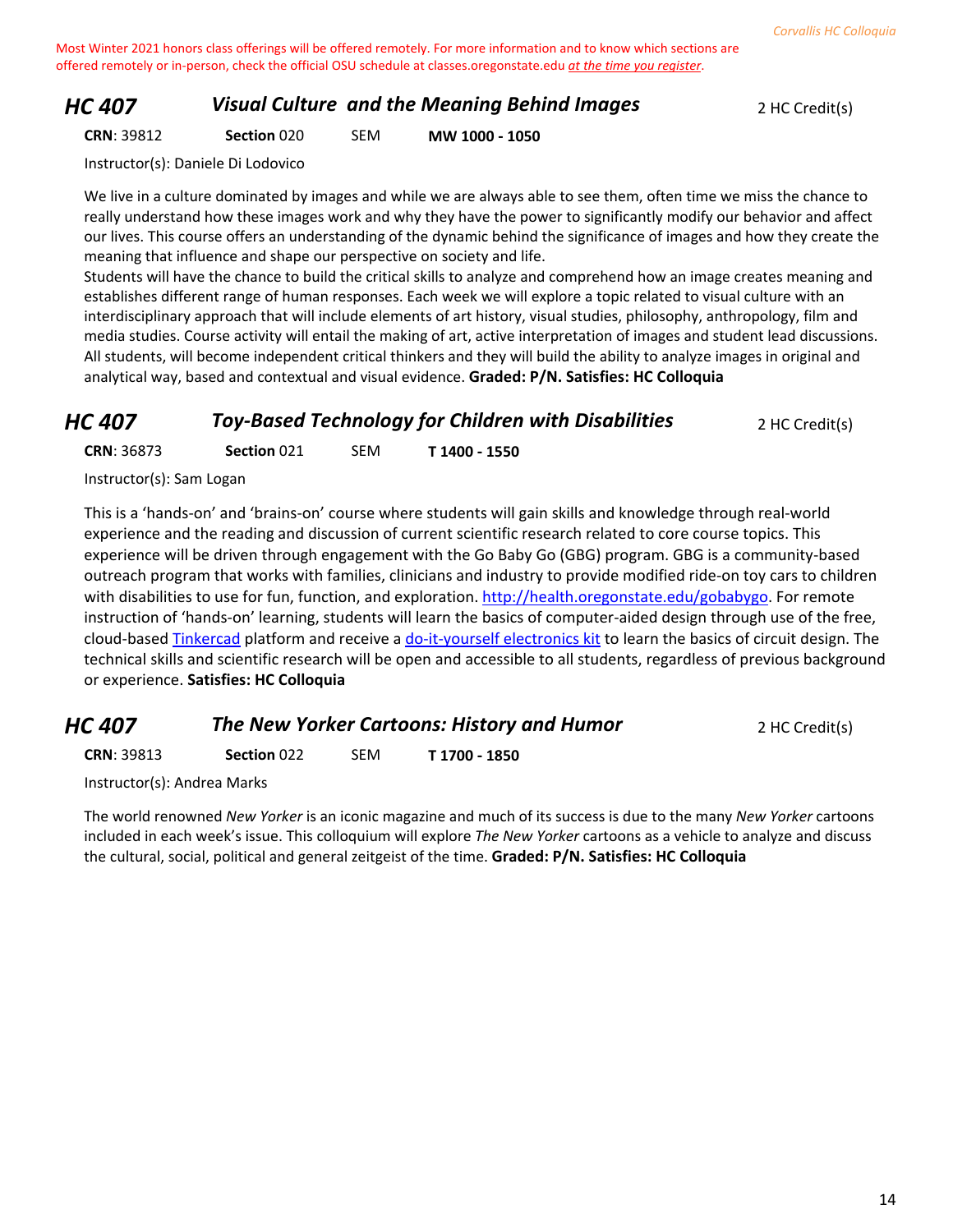Most Winter 2021 honors class offerings will be offered remotely. For more information and to know which sections are offered remotely or in-person, check the official OSU schedule at classes.oregonstate.edu *at the time you register*.

## HC 407 — *Visual Culture and the Meaning Behind Images* — 2 HC Credit(s)

**CRN**: 39812 **Section** 020 SEM **MW 1000 - 1050**

Instructor(s): Daniele Di Lodovico

We live in a culture dominated by images and while we are always able to see them, often time we miss the chance to really understand how these images work and why they have the power to significantly modify our behavior and affect our lives. This course offers an understanding of the dynamic behind the significance of images and how they create the meaning that influence and shape our perspective on society and life.
Students will have the chance to build the critical skills to analyze and comprehend how an image creates meaning and establishes different range of human responses. Each week we will explore a topic related to visual culture with an interdisciplinary approach that will include elements of art history, visual studies, philosophy, anthropology, film and media studies. Course activity will entail the making of art, active interpretation of images and student lead discussions. All students, will become independent critical thinkers and they will build the ability to analyze images in original and analytical way, based and contextual and visual evidence. **Graded: P/N. Satisfies: HC Colloquia**

## HC 407 — *Toy-Based Technology for Children with Disabilities* — 2 HC Credit(s)

**CRN**: 36873 **Section** 021 SEM **T 1400 - 1550**

Instructor(s): Sam Logan

This is a 'hands-on' and 'brains-on' course where students will gain skills and knowledge through real-world experience and the reading and discussion of current scientific research related to core course topics. This experience will be driven through engagement with the Go Baby Go (GBG) program. GBG is a community-based outreach program that works with families, clinicians and industry to provide modified ride-on toy cars to children with disabilities to use for fun, function, and exploration. http://health.oregonstate.edu/gobabygo. For remote instruction of 'hands-on' learning, students will learn the basics of computer-aided design through use of the free, cloud-based Tinkercad platform and receive a do-it-yourself electronics kit to learn the basics of circuit design. The technical skills and scientific research will be open and accessible to all students, regardless of previous background or experience. **Satisfies: HC Colloquia**

## HC 407 — *The New Yorker Cartoons: History and Humor* — 2 HC Credit(s)

**CRN**: 39813 **Section** 022 SEM **T 1700 - 1850**

Instructor(s): Andrea Marks

The world renowned *New Yorker* is an iconic magazine and much of its success is due to the many *New Yorker* cartoons included in each week's issue. This colloquium will explore *The New Yorker* cartoons as a vehicle to analyze and discuss the cultural, social, political and general zeitgeist of the time. **Graded: P/N. Satisfies: HC Colloquia**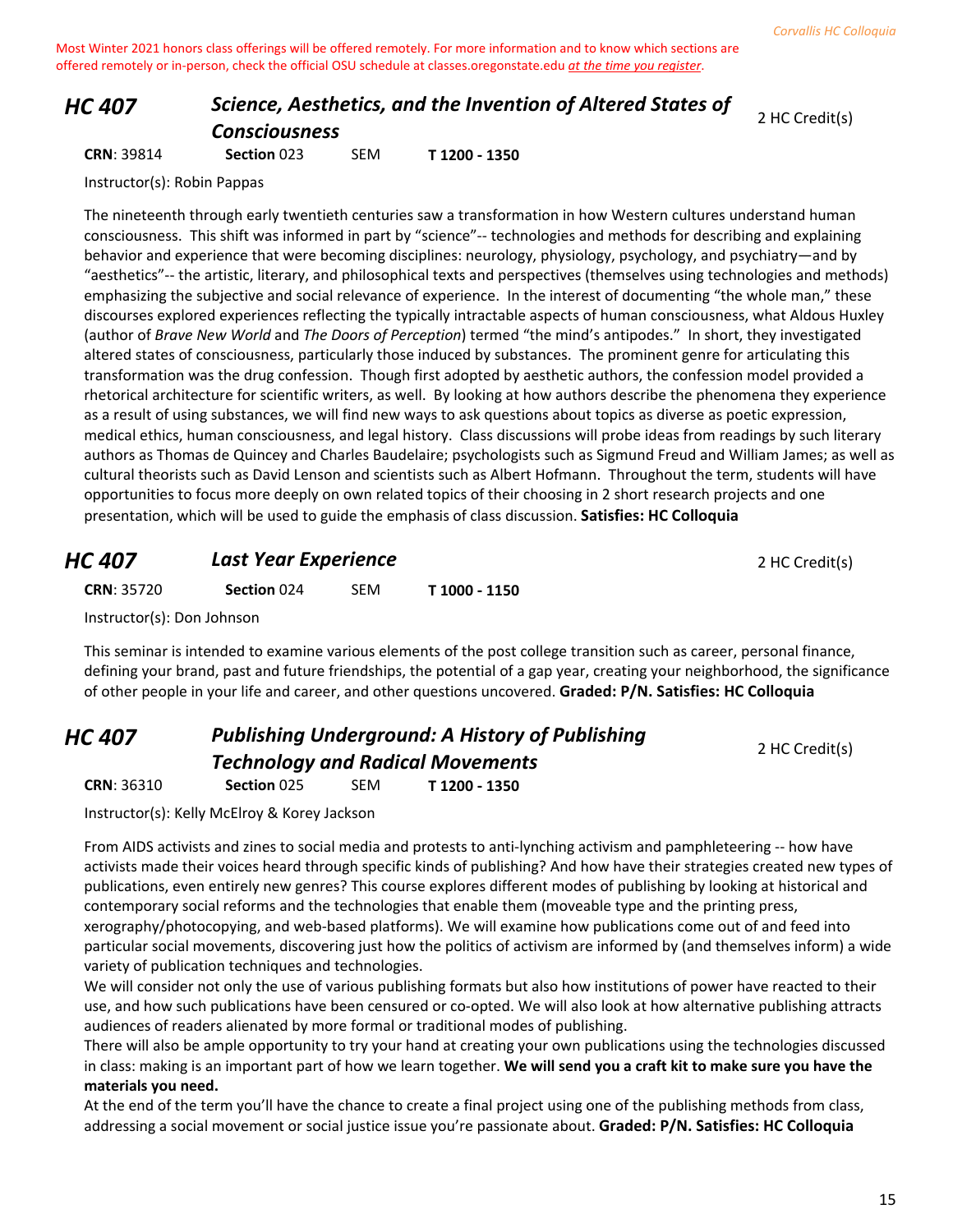Most Winter 2021 honors class offerings will be offered remotely. For more information and to know which sections are offered remotely or in-person, check the official OSU schedule at classes.oregonstate.edu *at the time you register*.

## HC 407 — *Science, Aesthetics, and the Invention of Altered States of Consciousness*

2 HC Credit(s)

**CRN**: 39814 **Section** 023 SEM **T 1200 - 1350**

Instructor(s): Robin Pappas

The nineteenth through early twentieth centuries saw a transformation in how Western cultures understand human consciousness. This shift was informed in part by "science"-- technologies and methods for describing and explaining behavior and experience that were becoming disciplines: neurology, physiology, psychology, and psychiatry—and by "aesthetics"-- the artistic, literary, and philosophical texts and perspectives (themselves using technologies and methods) emphasizing the subjective and social relevance of experience. In the interest of documenting "the whole man," these discourses explored experiences reflecting the typically intractable aspects of human consciousness, what Aldous Huxley (author of *Brave New World* and *The Doors of Perception*) termed "the mind's antipodes." In short, they investigated altered states of consciousness, particularly those induced by substances. The prominent genre for articulating this transformation was the drug confession. Though first adopted by aesthetic authors, the confession model provided a rhetorical architecture for scientific writers, as well. By looking at how authors describe the phenomena they experience as a result of using substances, we will find new ways to ask questions about topics as diverse as poetic expression, medical ethics, human consciousness, and legal history. Class discussions will probe ideas from readings by such literary authors as Thomas de Quincey and Charles Baudelaire; psychologists such as Sigmund Freud and William James; as well as cultural theorists such as David Lenson and scientists such as Albert Hofmann. Throughout the term, students will have opportunities to focus more deeply on own related topics of their choosing in 2 short research projects and one presentation, which will be used to guide the emphasis of class discussion. **Satisfies: HC Colloquia**

## HC 407 — *Last Year Experience*

2 HC Credit(s)

**CRN**: 35720 **Section** 024 SEM **T 1000 - 1150**

Instructor(s): Don Johnson

This seminar is intended to examine various elements of the post college transition such as career, personal finance, defining your brand, past and future friendships, the potential of a gap year, creating your neighborhood, the significance of other people in your life and career, and other questions uncovered. **Graded: P/N. Satisfies: HC Colloquia**

## HC 407 — *Publishing Underground: A History of Publishing Technology and Radical Movements*

2 HC Credit(s)

**CRN**: 36310 **Section** 025 SEM **T 1200 - 1350**

Instructor(s): Kelly McElroy & Korey Jackson

From AIDS activists and zines to social media and protests to anti-lynching activism and pamphleteering -- how have activists made their voices heard through specific kinds of publishing? And how have their strategies created new types of publications, even entirely new genres? This course explores different modes of publishing by looking at historical and contemporary social reforms and the technologies that enable them (moveable type and the printing press, xerography/photocopying, and web-based platforms). We will examine how publications come out of and feed into particular social movements, discovering just how the politics of activism are informed by (and themselves inform) a wide variety of publication techniques and technologies.

We will consider not only the use of various publishing formats but also how institutions of power have reacted to their use, and how such publications have been censured or co-opted. We will also look at how alternative publishing attracts audiences of readers alienated by more formal or traditional modes of publishing.

There will also be ample opportunity to try your hand at creating your own publications using the technologies discussed in class: making is an important part of how we learn together. **We will send you a craft kit to make sure you have the materials you need.**

At the end of the term you'll have the chance to create a final project using one of the publishing methods from class, addressing a social movement or social justice issue you're passionate about. **Graded: P/N. Satisfies: HC Colloquia**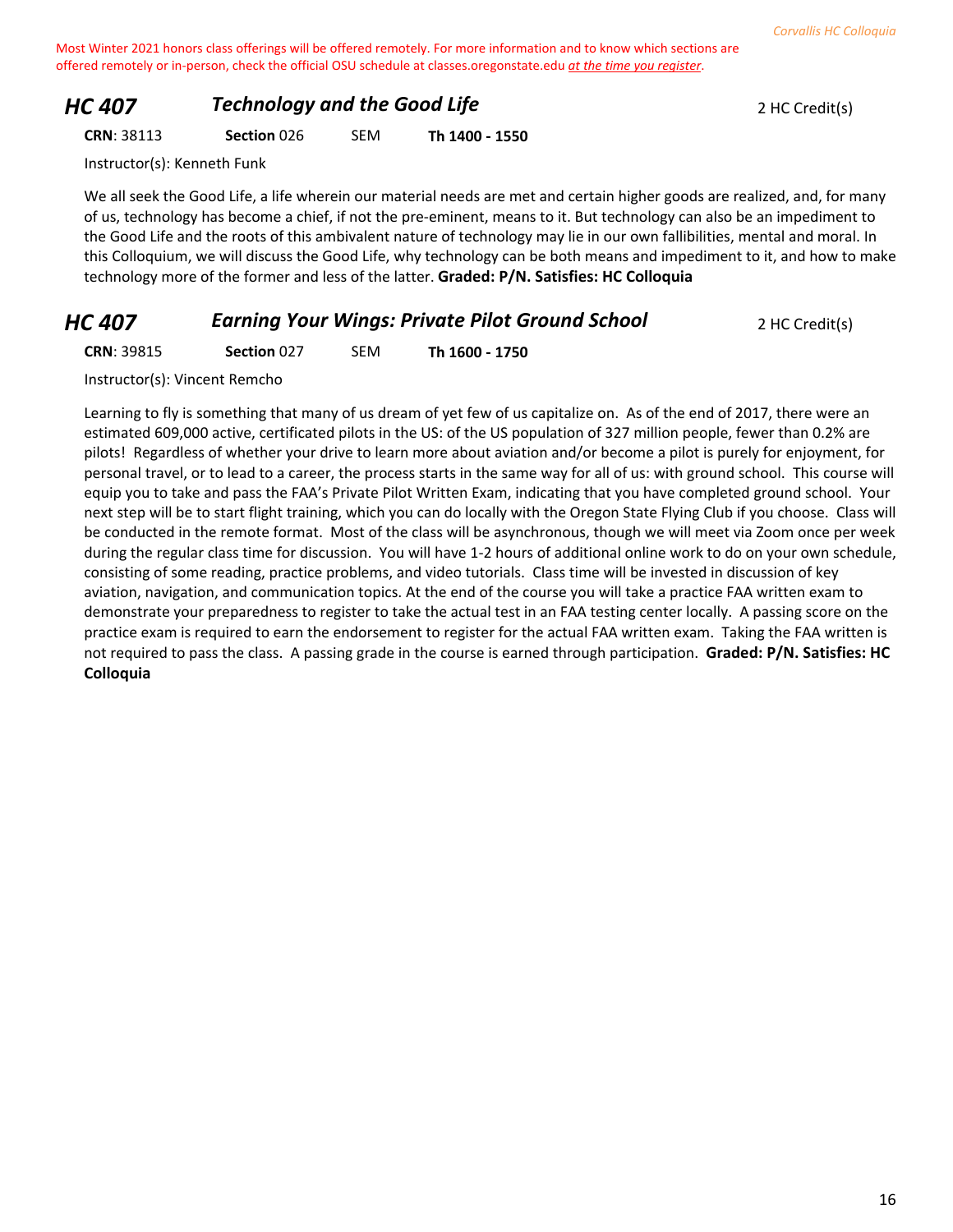Most Winter 2021 honors class offerings will be offered remotely. For more information and to know which sections are offered remotely or in-person, check the official OSU schedule at classes.oregonstate.edu *at the time you register*.

## *HC 407* *Technology and the Good Life*

2 HC Credit(s)

**CRN**: 38113 **Section** 026 SEM **Th 1400 - 1550**

Instructor(s): Kenneth Funk

We all seek the Good Life, a life wherein our material needs are met and certain higher goods are realized, and, for many of us, technology has become a chief, if not the pre-eminent, means to it. But technology can also be an impediment to the Good Life and the roots of this ambivalent nature of technology may lie in our own fallibilities, mental and moral. In this Colloquium, we will discuss the Good Life, why technology can be both means and impediment to it, and how to make technology more of the former and less of the latter. **Graded: P/N. Satisfies: HC Colloquia**

## *HC 407* *Earning Your Wings: Private Pilot Ground School*

2 HC Credit(s)

**CRN**: 39815 **Section** 027 SEM **Th 1600 - 1750**

Instructor(s): Vincent Remcho

Learning to fly is something that many of us dream of yet few of us capitalize on. As of the end of 2017, there were an estimated 609,000 active, certificated pilots in the US: of the US population of 327 million people, fewer than 0.2% are pilots! Regardless of whether your drive to learn more about aviation and/or become a pilot is purely for enjoyment, for personal travel, or to lead to a career, the process starts in the same way for all of us: with ground school. This course will equip you to take and pass the FAA's Private Pilot Written Exam, indicating that you have completed ground school. Your next step will be to start flight training, which you can do locally with the Oregon State Flying Club if you choose. Class will be conducted in the remote format. Most of the class will be asynchronous, though we will meet via Zoom once per week during the regular class time for discussion. You will have 1-2 hours of additional online work to do on your own schedule, consisting of some reading, practice problems, and video tutorials. Class time will be invested in discussion of key aviation, navigation, and communication topics. At the end of the course you will take a practice FAA written exam to demonstrate your preparedness to register to take the actual test in an FAA testing center locally. A passing score on the practice exam is required to earn the endorsement to register for the actual FAA written exam. Taking the FAA written is not required to pass the class. A passing grade in the course is earned through participation. **Graded: P/N. Satisfies: HC Colloquia**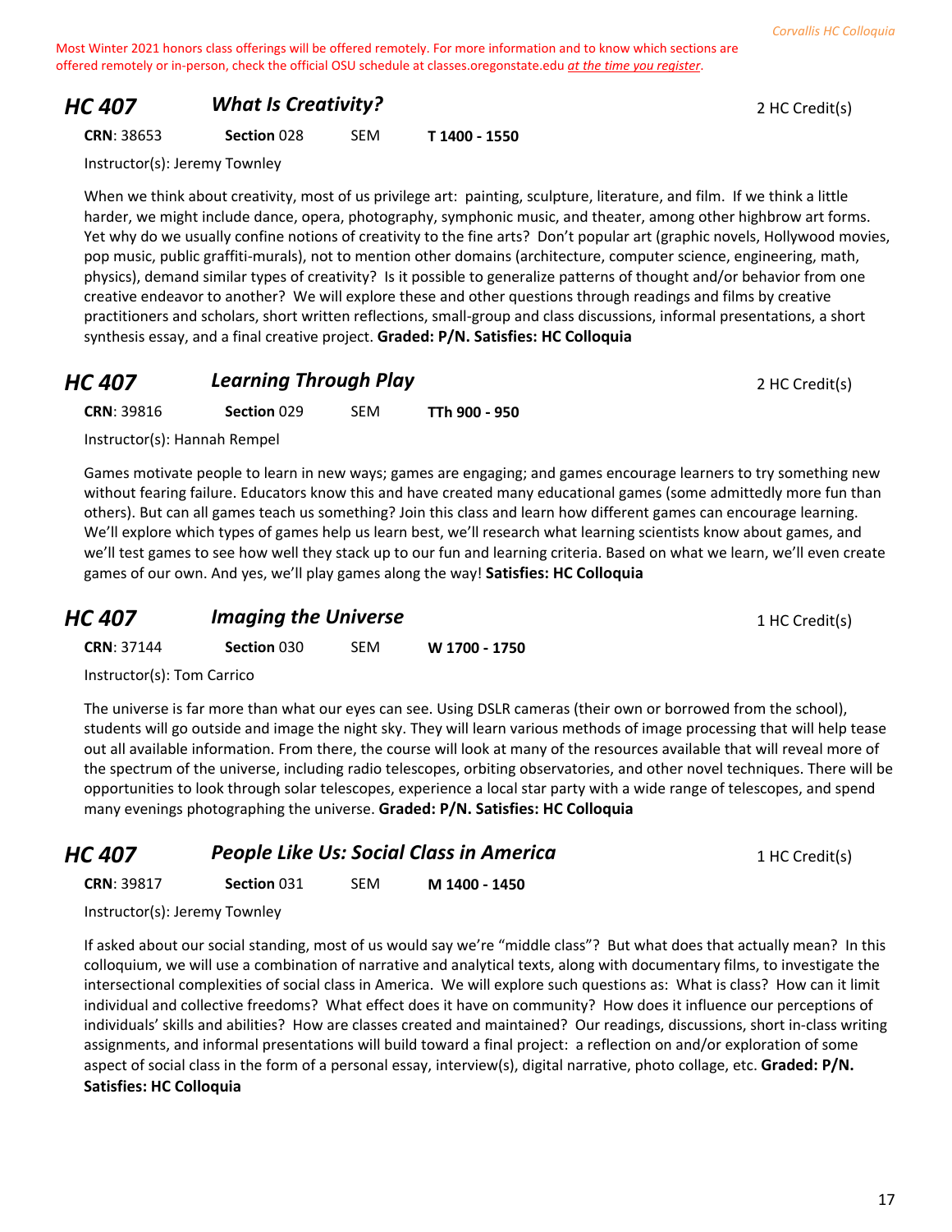Most Winter 2021 honors class offerings will be offered remotely. For more information and to know which sections are offered remotely or in-person, check the official OSU schedule at classes.oregonstate.edu *at the time you register*.

## HC 407 — *What Is Creativity?* — 2 HC Credit(s)

**CRN**: 38653 **Section** 028 SEM **T 1400 - 1550**

Instructor(s): Jeremy Townley

When we think about creativity, most of us privilege art: painting, sculpture, literature, and film. If we think a little harder, we might include dance, opera, photography, symphonic music, and theater, among other highbrow art forms. Yet why do we usually confine notions of creativity to the fine arts? Don't popular art (graphic novels, Hollywood movies, pop music, public graffiti-murals), not to mention other domains (architecture, computer science, engineering, math, physics), demand similar types of creativity? Is it possible to generalize patterns of thought and/or behavior from one creative endeavor to another? We will explore these and other questions through readings and films by creative practitioners and scholars, short written reflections, small-group and class discussions, informal presentations, a short synthesis essay, and a final creative project. **Graded: P/N. Satisfies: HC Colloquia**

## HC 407 — *Learning Through Play* — 2 HC Credit(s)

**CRN**: 39816 **Section** 029 SEM **TTh 900 - 950**

Instructor(s): Hannah Rempel

Games motivate people to learn in new ways; games are engaging; and games encourage learners to try something new without fearing failure. Educators know this and have created many educational games (some admittedly more fun than others). But can all games teach us something? Join this class and learn how different games can encourage learning. We'll explore which types of games help us learn best, we'll research what learning scientists know about games, and we'll test games to see how well they stack up to our fun and learning criteria. Based on what we learn, we'll even create games of our own. And yes, we'll play games along the way! **Satisfies: HC Colloquia**

## HC 407 — *Imaging the Universe* — 1 HC Credit(s)

**CRN**: 37144 **Section** 030 SEM **W 1700 - 1750**

Instructor(s): Tom Carrico

The universe is far more than what our eyes can see. Using DSLR cameras (their own or borrowed from the school), students will go outside and image the night sky. They will learn various methods of image processing that will help tease out all available information. From there, the course will look at many of the resources available that will reveal more of the spectrum of the universe, including radio telescopes, orbiting observatories, and other novel techniques. There will be opportunities to look through solar telescopes, experience a local star party with a wide range of telescopes, and spend many evenings photographing the universe. **Graded: P/N. Satisfies: HC Colloquia**

## HC 407 — *People Like Us: Social Class in America* — 1 HC Credit(s)

**CRN**: 39817 **Section** 031 SEM **M 1400 - 1450**

Instructor(s): Jeremy Townley

If asked about our social standing, most of us would say we're "middle class"? But what does that actually mean? In this colloquium, we will use a combination of narrative and analytical texts, along with documentary films, to investigate the intersectional complexities of social class in America. We will explore such questions as: What is class? How can it limit individual and collective freedoms? What effect does it have on community? How does it influence our perceptions of individuals' skills and abilities? How are classes created and maintained? Our readings, discussions, short in-class writing assignments, and informal presentations will build toward a final project: a reflection on and/or exploration of some aspect of social class in the form of a personal essay, interview(s), digital narrative, photo collage, etc. **Graded: P/N. Satisfies: HC Colloquia**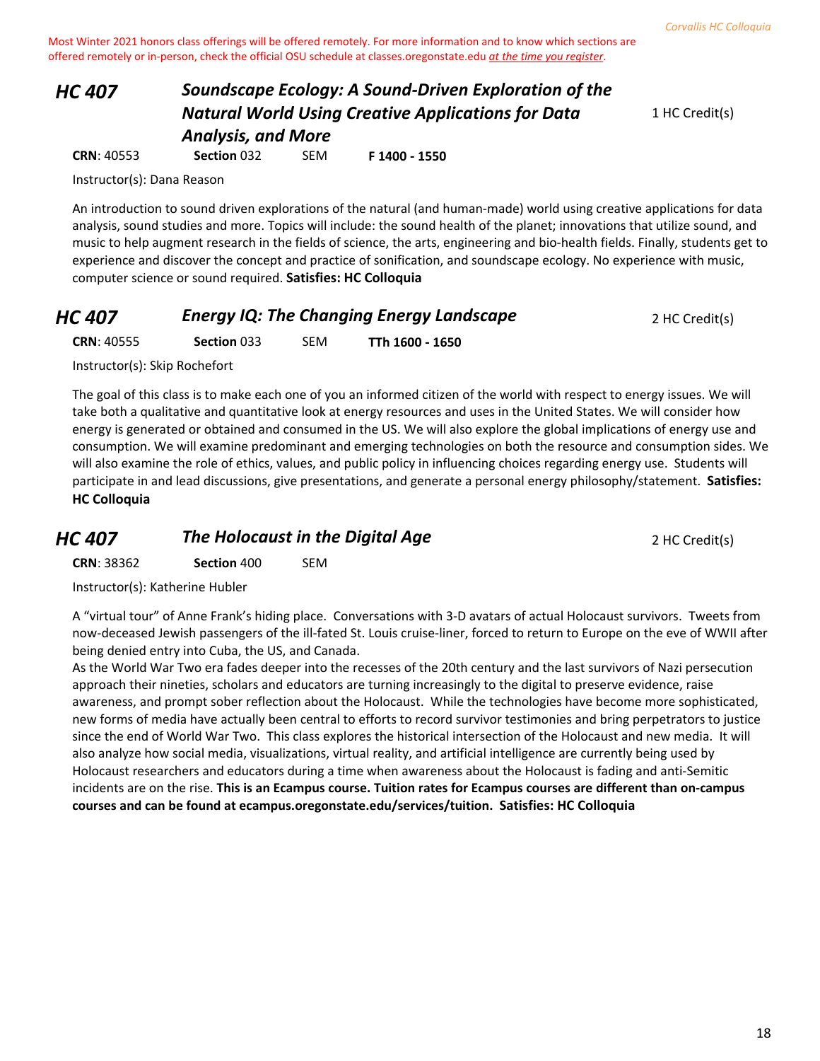Most Winter 2021 honors class offerings will be offered remotely. For more information and to know which sections are offered remotely or in-person, check the official OSU schedule at classes.oregonstate.edu *at the time you register*.

## HC 407 — *Soundscape Ecology: A Sound-Driven Exploration of the Natural World Using Creative Applications for Data Analysis, and More*

1 HC Credit(s)

**CRN**: 40553 **Section** 032 SEM **F 1400 - 1550**

Instructor(s): Dana Reason

An introduction to sound driven explorations of the natural (and human-made) world using creative applications for data analysis, sound studies and more. Topics will include: the sound health of the planet; innovations that utilize sound, and music to help augment research in the fields of science, the arts, engineering and bio-health fields. Finally, students get to experience and discover the concept and practice of sonification, and soundscape ecology. No experience with music, computer science or sound required. **Satisfies: HC Colloquia**

## HC 407 — *Energy IQ: The Changing Energy Landscape*

2 HC Credit(s)

**CRN**: 40555 **Section** 033 SEM **TTh 1600 - 1650**

Instructor(s): Skip Rochefort

The goal of this class is to make each one of you an informed citizen of the world with respect to energy issues. We will take both a qualitative and quantitative look at energy resources and uses in the United States. We will consider how energy is generated or obtained and consumed in the US. We will also explore the global implications of energy use and consumption. We will examine predominant and emerging technologies on both the resource and consumption sides. We will also examine the role of ethics, values, and public policy in influencing choices regarding energy use. Students will participate in and lead discussions, give presentations, and generate a personal energy philosophy/statement. **Satisfies: HC Colloquia**

## HC 407 — *The Holocaust in the Digital Age*

2 HC Credit(s)

**CRN**: 38362 **Section** 400 SEM

Instructor(s): Katherine Hubler

A "virtual tour" of Anne Frank's hiding place. Conversations with 3-D avatars of actual Holocaust survivors. Tweets from now-deceased Jewish passengers of the ill-fated St. Louis cruise-liner, forced to return to Europe on the eve of WWII after being denied entry into Cuba, the US, and Canada.

As the World War Two era fades deeper into the recesses of the 20th century and the last survivors of Nazi persecution approach their nineties, scholars and educators are turning increasingly to the digital to preserve evidence, raise awareness, and prompt sober reflection about the Holocaust. While the technologies have become more sophisticated, new forms of media have actually been central to efforts to record survivor testimonies and bring perpetrators to justice since the end of World War Two. This class explores the historical intersection of the Holocaust and new media. It will also analyze how social media, visualizations, virtual reality, and artificial intelligence are currently being used by Holocaust researchers and educators during a time when awareness about the Holocaust is fading and anti-Semitic incidents are on the rise. **This is an Ecampus course. Tuition rates for Ecampus courses are different than on-campus courses and can be found at ecampus.oregonstate.edu/services/tuition. Satisfies: HC Colloquia**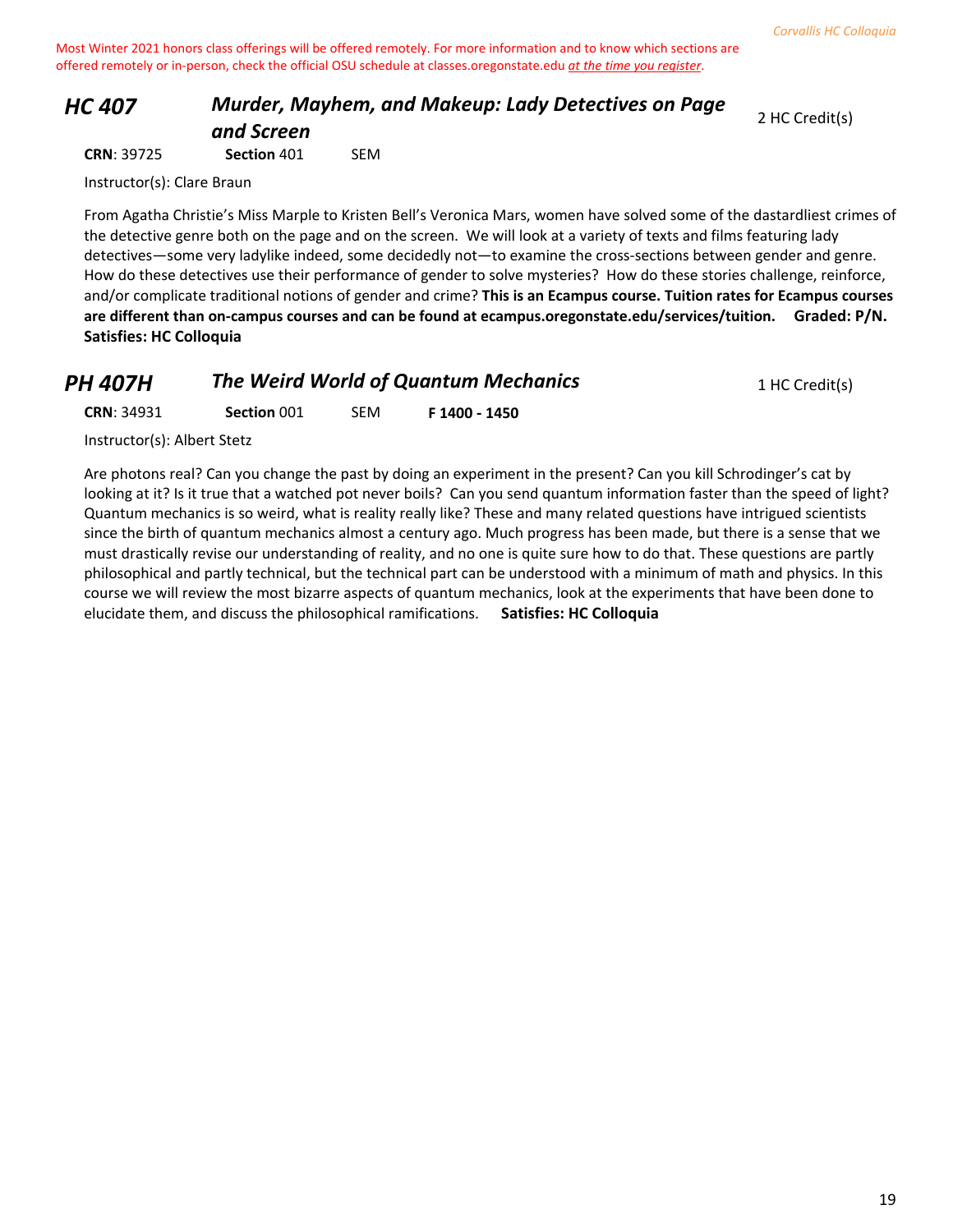Most Winter 2021 honors class offerings will be offered remotely. For more information and to know which sections are offered remotely or in-person, check the official OSU schedule at classes.oregonstate.edu *at the time you register*.

## HC 407 — *Murder, Mayhem, and Makeup: Lady Detectives on Page and Screen*

2 HC Credit(s)

**CRN**: 39725 **Section** 401 SEM

Instructor(s): Clare Braun

From Agatha Christie's Miss Marple to Kristen Bell's Veronica Mars, women have solved some of the dastardliest crimes of the detective genre both on the page and on the screen. We will look at a variety of texts and films featuring lady detectives—some very ladylike indeed, some decidedly not—to examine the cross-sections between gender and genre. How do these detectives use their performance of gender to solve mysteries? How do these stories challenge, reinforce, and/or complicate traditional notions of gender and crime? **This is an Ecampus course. Tuition rates for Ecampus courses are different than on-campus courses and can be found at ecampus.oregonstate.edu/services/tuition. Graded: P/N. Satisfies: HC Colloquia**

## PH 407H — *The Weird World of Quantum Mechanics*

1 HC Credit(s)

**CRN**: 34931 **Section** 001 SEM **F 1400 - 1450**

Instructor(s): Albert Stetz

Are photons real? Can you change the past by doing an experiment in the present? Can you kill Schrodinger's cat by looking at it? Is it true that a watched pot never boils? Can you send quantum information faster than the speed of light? Quantum mechanics is so weird, what is reality really like? These and many related questions have intrigued scientists since the birth of quantum mechanics almost a century ago. Much progress has been made, but there is a sense that we must drastically revise our understanding of reality, and no one is quite sure how to do that. These questions are partly philosophical and partly technical, but the technical part can be understood with a minimum of math and physics. In this course we will review the most bizarre aspects of quantum mechanics, look at the experiments that have been done to elucidate them, and discuss the philosophical ramifications. **Satisfies: HC Colloquia**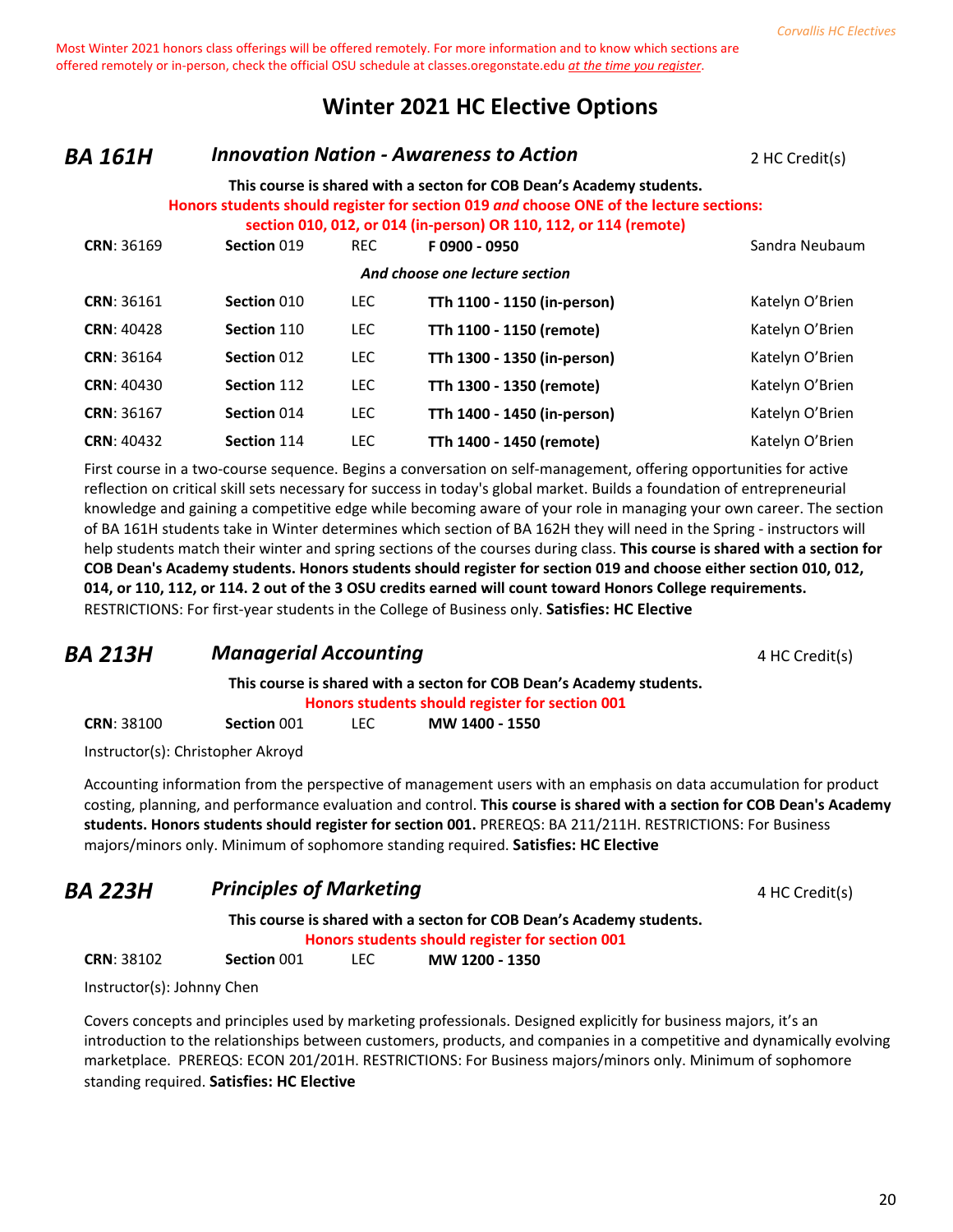Most Winter 2021 honors class offerings will be offered remotely. For more information and to know which sections are offered remotely or in-person, check the official OSU schedule at classes.oregonstate.edu *at the time you register*.

# Winter 2021 HC Elective Options

## BA 161H — *Innovation Nation - Awareness to Action* — 2 HC Credit(s)

**This course is shared with a secton for COB Dean's Academy students.**

**Honors students should register for section 019 *and* choose ONE of the lecture sections: section 010, 012, or 014 (in-person) OR 110, 112, or 114 (remote)**

| CRN | Section | Type | Time | Instructor |
|---|---|---|---|---|
| 36169 | 019 | REC | F 0900 - 0950 | Sandra Neubaum |
| | | | *And choose one lecture section* | |
| 36161 | 010 | LEC | TTh 1100 - 1150 (in-person) | Katelyn O'Brien |
| 40428 | 110 | LEC | TTh 1100 - 1150 (remote) | Katelyn O'Brien |
| 36164 | 012 | LEC | TTh 1300 - 1350 (in-person) | Katelyn O'Brien |
| 40430 | 112 | LEC | TTh 1300 - 1350 (remote) | Katelyn O'Brien |
| 36167 | 014 | LEC | TTh 1400 - 1450 (in-person) | Katelyn O'Brien |
| 40432 | 114 | LEC | TTh 1400 - 1450 (remote) | Katelyn O'Brien |

First course in a two-course sequence. Begins a conversation on self-management, offering opportunities for active reflection on critical skill sets necessary for success in today's global market. Builds a foundation of entrepreneurial knowledge and gaining a competitive edge while becoming aware of your role in managing your own career. The section of BA 161H students take in Winter determines which section of BA 162H they will need in the Spring - instructors will help students match their winter and spring sections of the courses during class. **This course is shared with a section for COB Dean's Academy students. Honors students should register for section 019 and choose either section 010, 012, 014, or 110, 112, or 114. 2 out of the 3 OSU credits earned will count toward Honors College requirements.** RESTRICTIONS: For first-year students in the College of Business only. **Satisfies: HC Elective**

## BA 213H — *Managerial Accounting* — 4 HC Credit(s)

**This course is shared with a secton for COB Dean's Academy students.**

**Honors students should register for section 001**

**CRN**: 38100 | **Section** 001 | LEC | **MW 1400 - 1550**

Instructor(s): Christopher Akroyd

Accounting information from the perspective of management users with an emphasis on data accumulation for product costing, planning, and performance evaluation and control. **This course is shared with a section for COB Dean's Academy students. Honors students should register for section 001.** PREREQS: BA 211/211H. RESTRICTIONS: For Business majors/minors only. Minimum of sophomore standing required. **Satisfies: HC Elective**

## BA 223H — *Principles of Marketing* — 4 HC Credit(s)

**This course is shared with a secton for COB Dean's Academy students.**

**Honors students should register for section 001**

**CRN**: 38102 | **Section** 001 | LEC | **MW 1200 - 1350**

Instructor(s): Johnny Chen

Covers concepts and principles used by marketing professionals. Designed explicitly for business majors, it's an introduction to the relationships between customers, products, and companies in a competitive and dynamically evolving marketplace. PREREQS: ECON 201/201H. RESTRICTIONS: For Business majors/minors only. Minimum of sophomore standing required. **Satisfies: HC Elective**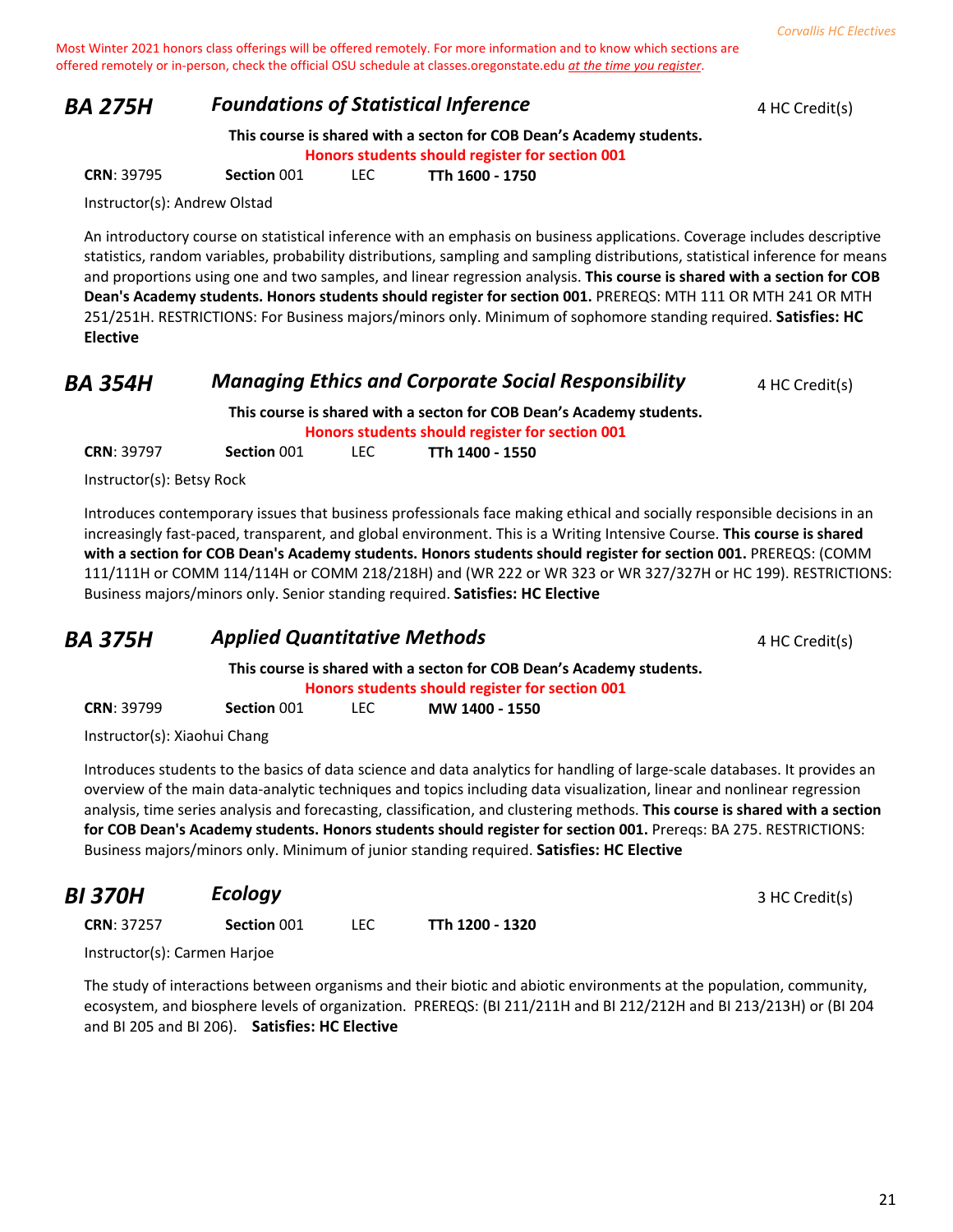Most Winter 2021 honors class offerings will be offered remotely. For more information and to know which sections are offered remotely or in-person, check the official OSU schedule at classes.oregonstate.edu *at the time you register*.

## BA 275H — *Foundations of Statistical Inference* — 4 HC Credit(s)

**This course is shared with a secton for COB Dean's Academy students.**
**Honors students should register for section 001**

**CRN**: 39795 **Section** 001 LEC **TTh 1600 - 1750**

Instructor(s): Andrew Olstad

An introductory course on statistical inference with an emphasis on business applications. Coverage includes descriptive statistics, random variables, probability distributions, sampling and sampling distributions, statistical inference for means and proportions using one and two samples, and linear regression analysis. **This course is shared with a section for COB Dean's Academy students. Honors students should register for section 001.** PREREQS: MTH 111 OR MTH 241 OR MTH 251/251H. RESTRICTIONS: For Business majors/minors only. Minimum of sophomore standing required. **Satisfies: HC Elective**

## BA 354H — *Managing Ethics and Corporate Social Responsibility* — 4 HC Credit(s)

**This course is shared with a secton for COB Dean's Academy students.**
**Honors students should register for section 001**

**CRN**: 39797 **Section** 001 LEC **TTh 1400 - 1550**

Instructor(s): Betsy Rock

Introduces contemporary issues that business professionals face making ethical and socially responsible decisions in an increasingly fast-paced, transparent, and global environment. This is a Writing Intensive Course. **This course is shared with a section for COB Dean's Academy students. Honors students should register for section 001.** PREREQS: (COMM 111/111H or COMM 114/114H or COMM 218/218H) and (WR 222 or WR 323 or WR 327/327H or HC 199). RESTRICTIONS: Business majors/minors only. Senior standing required. **Satisfies: HC Elective**

## BA 375H — *Applied Quantitative Methods* — 4 HC Credit(s)

**This course is shared with a secton for COB Dean's Academy students.**
**Honors students should register for section 001**

**CRN**: 39799 **Section** 001 LEC **MW 1400 - 1550**

Instructor(s): Xiaohui Chang

Introduces students to the basics of data science and data analytics for handling of large-scale databases. It provides an overview of the main data-analytic techniques and topics including data visualization, linear and nonlinear regression analysis, time series analysis and forecasting, classification, and clustering methods. **This course is shared with a section for COB Dean's Academy students. Honors students should register for section 001.** Prereqs: BA 275. RESTRICTIONS: Business majors/minors only. Minimum of junior standing required. **Satisfies: HC Elective**

## BI 370H — *Ecology* — 3 HC Credit(s)

**CRN**: 37257 **Section** 001 LEC **TTh 1200 - 1320**

Instructor(s): Carmen Harjoe

The study of interactions between organisms and their biotic and abiotic environments at the population, community, ecosystem, and biosphere levels of organization. PREREQS: (BI 211/211H and BI 212/212H and BI 213/213H) or (BI 204 and BI 205 and BI 206). **Satisfies: HC Elective**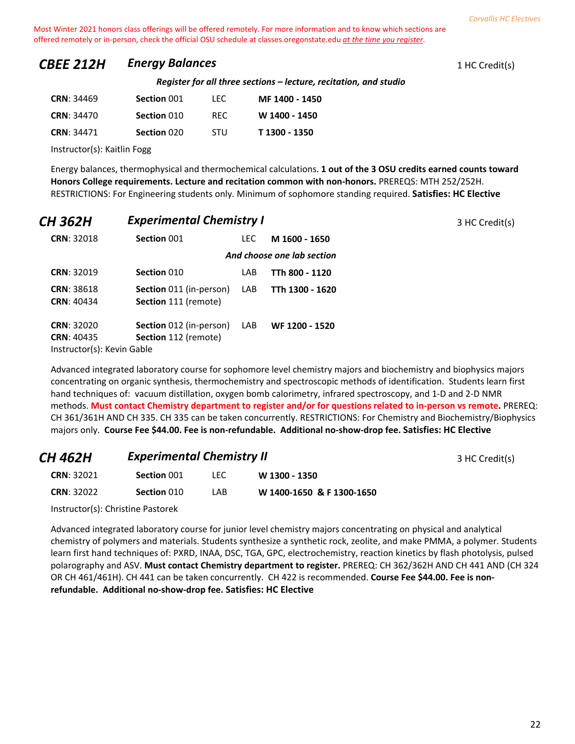Most Winter 2021 honors class offerings will be offered remotely. For more information and to know which sections are offered remotely or in-person, check the official OSU schedule at classes.oregonstate.edu *at the time you register*.

## CBEE 212H *Energy Balances*

1 HC Credit(s)

***Register for all three sections – lecture, recitation, and studio***

| | | | |
|---|---|---|---|
| **CRN**: 34469 | **Section** 001 | LEC | **MF 1400 - 1450** |
| **CRN**: 34470 | **Section** 010 | REC | **W 1400 - 1450** |
| **CRN**: 34471 | **Section** 020 | STU | **T 1300 - 1350** |

Instructor(s): Kaitlin Fogg

Energy balances, thermophysical and thermochemical calculations. **1 out of the 3 OSU credits earned counts toward Honors College requirements. Lecture and recitation common with non-honors.** PREREQS: MTH 252/252H. RESTRICTIONS: For Engineering students only. Minimum of sophomore standing required. **Satisfies: HC Elective**

## CH 362H *Experimental Chemistry I*

3 HC Credit(s)

| | | | |
|---|---|---|---|
| **CRN**: 32018 | **Section** 001 | LEC | **M 1600 - 1650** |
| | ***And choose one lab section*** | | |
| **CRN**: 32019 | **Section** 010 | LAB | **TTh 800 - 1120** |
| **CRN**: 38618<br>**CRN**: 40434 | **Section** 011 (in-person)<br>**Section** 111 (remote) | LAB | **TTh 1300 - 1620** |
| **CRN**: 32020<br>**CRN**: 40435 | **Section** 012 (in-person)<br>**Section** 112 (remote) | LAB | **WF 1200 - 1520** |

Instructor(s): Kevin Gable

Advanced integrated laboratory course for sophomore level chemistry majors and biochemistry and biophysics majors concentrating on organic synthesis, thermochemistry and spectroscopic methods of identification. Students learn first hand techniques of: vacuum distillation, oxygen bomb calorimetry, infrared spectroscopy, and 1-D and 2-D NMR methods. **Must contact Chemistry department to register and/or for questions related to in-person vs remote.** PREREQ: CH 361/361H AND CH 335. CH 335 can be taken concurrently. RESTRICTIONS: For Chemistry and Biochemistry/Biophysics majors only. **Course Fee $44.00. Fee is non-refundable. Additional no-show-drop fee. Satisfies: HC Elective**

## CH 462H *Experimental Chemistry II*

3 HC Credit(s)

| | | | |
|---|---|---|---|
| **CRN**: 32021 | **Section** 001 | LEC | **W 1300 - 1350** |
| **CRN**: 32022 | **Section** 010 | LAB | **W 1400-1650 & F 1300-1650** |

Instructor(s): Christine Pastorek

Advanced integrated laboratory course for junior level chemistry majors concentrating on physical and analytical chemistry of polymers and materials. Students synthesize a synthetic rock, zeolite, and make PMMA, a polymer. Students learn first hand techniques of: PXRD, INAA, DSC, TGA, GPC, electrochemistry, reaction kinetics by flash photolysis, pulsed polarography and ASV. **Must contact Chemistry department to register.** PREREQ: CH 362/362H AND CH 441 AND (CH 324 OR CH 461/461H). CH 441 can be taken concurrently. CH 422 is recommended. **Course Fee $44.00. Fee is non-refundable. Additional no-show-drop fee. Satisfies: HC Elective**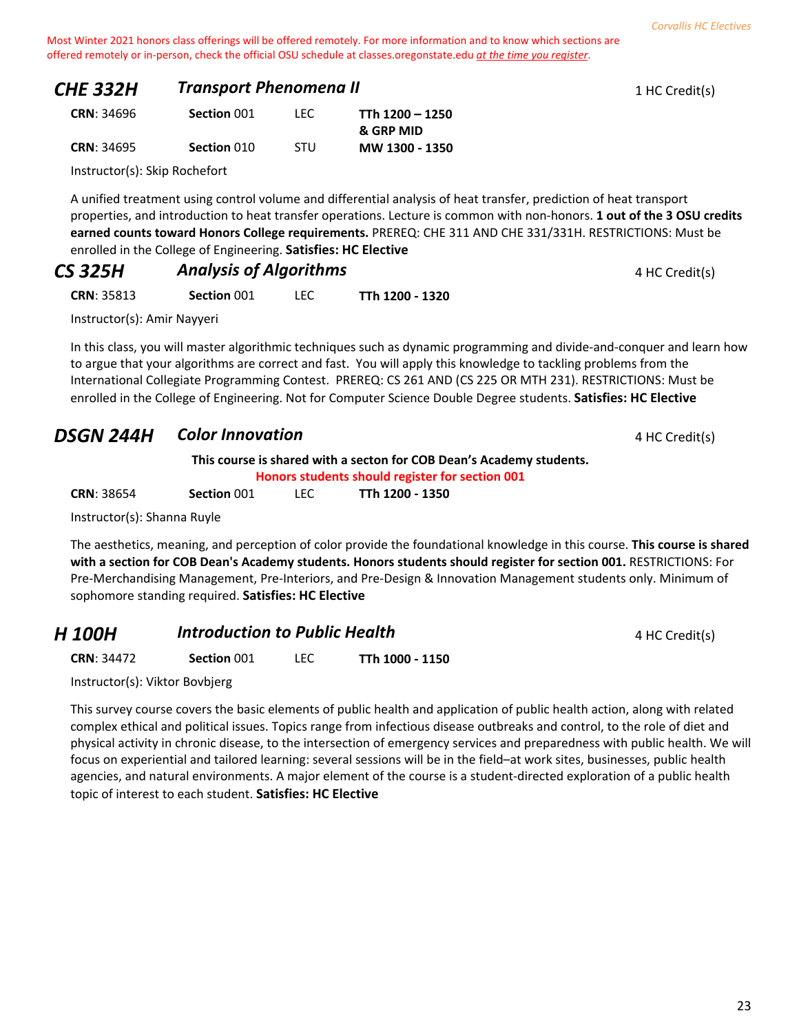Most Winter 2021 honors class offerings will be offered remotely. For more information and to know which sections are offered remotely or in-person, check the official OSU schedule at classes.oregonstate.edu *at the time you register*.

## CHE 332H — *Transport Phenomena II* — 1 HC Credit(s)

| CRN | Section | Type | Time |
|---|---|---|---|
| **CRN**: 34696 | **Section** 001 | LEC | **TTh 1200 – 1250 & GRP MID** |
| **CRN**: 34695 | **Section** 010 | STU | **MW 1300 - 1350** |

Instructor(s): Skip Rochefort

A unified treatment using control volume and differential analysis of heat transfer, prediction of heat transport properties, and introduction to heat transfer operations. Lecture is common with non-honors. **1 out of the 3 OSU credits earned counts toward Honors College requirements.** PREREQ: CHE 311 AND CHE 331/331H. RESTRICTIONS: Must be enrolled in the College of Engineering. **Satisfies: HC Elective**

## CS 325H — *Analysis of Algorithms* — 4 HC Credit(s)

| CRN | Section | Type | Time |
|---|---|---|---|
| **CRN**: 35813 | **Section** 001 | LEC | **TTh 1200 - 1320** |

Instructor(s): Amir Nayyeri

In this class, you will master algorithmic techniques such as dynamic programming and divide-and-conquer and learn how to argue that your algorithms are correct and fast. You will apply this knowledge to tackling problems from the International Collegiate Programming Contest. PREREQ: CS 261 AND (CS 225 OR MTH 231). RESTRICTIONS: Must be enrolled in the College of Engineering. Not for Computer Science Double Degree students. **Satisfies: HC Elective**

## DSGN 244H — *Color Innovation* — 4 HC Credit(s)

**This course is shared with a secton for COB Dean's Academy students.**
**Honors students should register for section 001**

| CRN | Section | Type | Time |
|---|---|---|---|
| **CRN**: 38654 | **Section** 001 | LEC | **TTh 1200 - 1350** |

Instructor(s): Shanna Ruyle

The aesthetics, meaning, and perception of color provide the foundational knowledge in this course. **This course is shared with a section for COB Dean's Academy students. Honors students should register for section 001.** RESTRICTIONS: For Pre-Merchandising Management, Pre-Interiors, and Pre-Design & Innovation Management students only. Minimum of sophomore standing required. **Satisfies: HC Elective**

## H 100H — *Introduction to Public Health* — 4 HC Credit(s)

| CRN | Section | Type | Time |
|---|---|---|---|
| **CRN**: 34472 | **Section** 001 | LEC | **TTh 1000 - 1150** |

Instructor(s): Viktor Bovbjerg

This survey course covers the basic elements of public health and application of public health action, along with related complex ethical and political issues. Topics range from infectious disease outbreaks and control, to the role of diet and physical activity in chronic disease, to the intersection of emergency services and preparedness with public health. We will focus on experiential and tailored learning: several sessions will be in the field–at work sites, businesses, public health agencies, and natural environments. A major element of the course is a student-directed exploration of a public health topic of interest to each student. **Satisfies: HC Elective**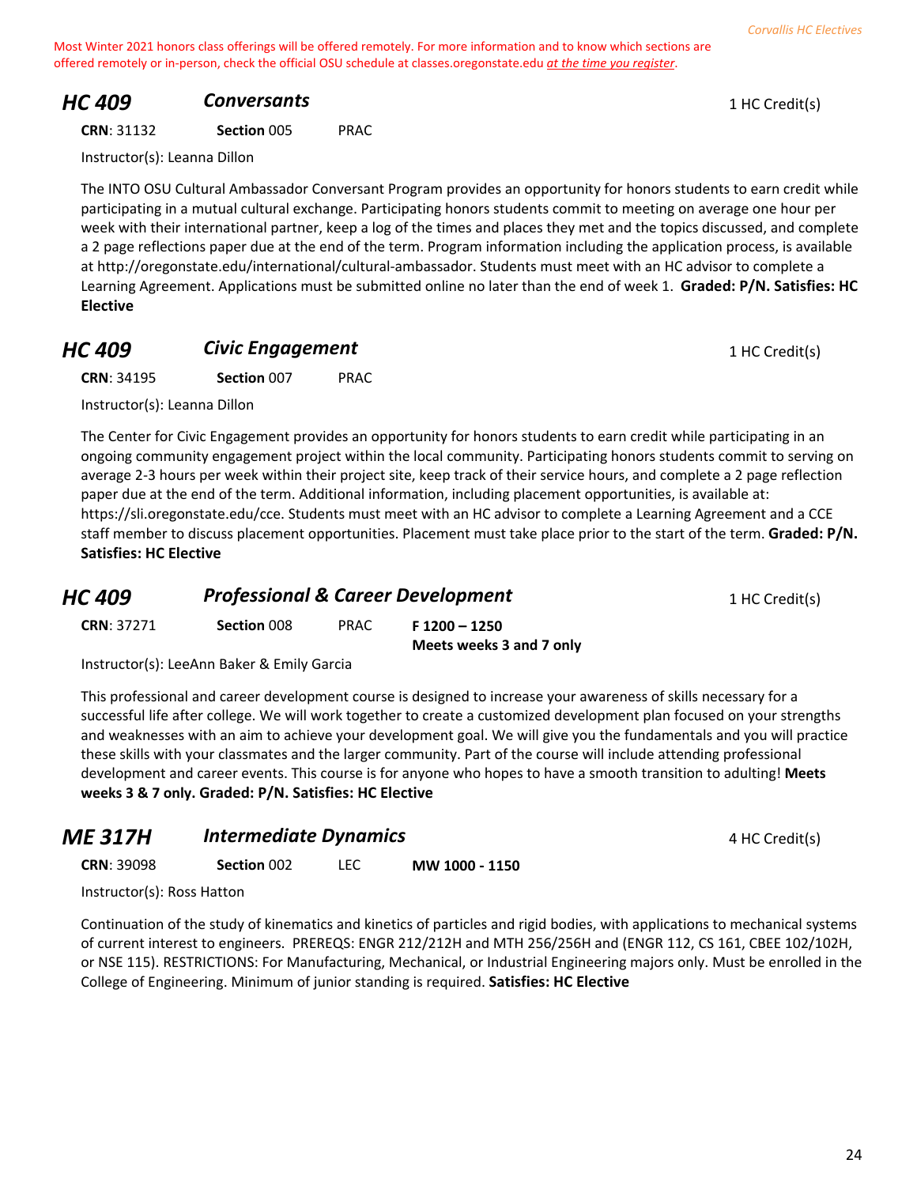Most Winter 2021 honors class offerings will be offered remotely. For more information and to know which sections are offered remotely or in-person, check the official OSU schedule at classes.oregonstate.edu *at the time you register*.

## HC 409 — *Conversants* — 1 HC Credit(s)

**CRN**: 31132 **Section** 005 PRAC

Instructor(s): Leanna Dillon

The INTO OSU Cultural Ambassador Conversant Program provides an opportunity for honors students to earn credit while participating in a mutual cultural exchange. Participating honors students commit to meeting on average one hour per week with their international partner, keep a log of the times and places they met and the topics discussed, and complete a 2 page reflections paper due at the end of the term. Program information including the application process, is available at http://oregonstate.edu/international/cultural-ambassador. Students must meet with an HC advisor to complete a Learning Agreement. Applications must be submitted online no later than the end of week 1. **Graded: P/N. Satisfies: HC Elective**

## HC 409 — *Civic Engagement* — 1 HC Credit(s)

**CRN**: 34195 **Section** 007 PRAC

Instructor(s): Leanna Dillon

The Center for Civic Engagement provides an opportunity for honors students to earn credit while participating in an ongoing community engagement project within the local community. Participating honors students commit to serving on average 2-3 hours per week within their project site, keep track of their service hours, and complete a 2 page reflection paper due at the end of the term. Additional information, including placement opportunities, is available at: https://sli.oregonstate.edu/cce. Students must meet with an HC advisor to complete a Learning Agreement and a CCE staff member to discuss placement opportunities. Placement must take place prior to the start of the term. **Graded: P/N. Satisfies: HC Elective**

## HC 409 — *Professional & Career Development* — 1 HC Credit(s)

**CRN**: 37271 **Section** 008 PRAC **F 1200 – 1250**
**Meets weeks 3 and 7 only**

Instructor(s): LeeAnn Baker & Emily Garcia

This professional and career development course is designed to increase your awareness of skills necessary for a successful life after college. We will work together to create a customized development plan focused on your strengths and weaknesses with an aim to achieve your development goal. We will give you the fundamentals and you will practice these skills with your classmates and the larger community. Part of the course will include attending professional development and career events. This course is for anyone who hopes to have a smooth transition to adulting! **Meets weeks 3 & 7 only. Graded: P/N. Satisfies: HC Elective**

## ME 317H — *Intermediate Dynamics* — 4 HC Credit(s)

**CRN**: 39098 **Section** 002 LEC **MW 1000 - 1150**

Instructor(s): Ross Hatton

Continuation of the study of kinematics and kinetics of particles and rigid bodies, with applications to mechanical systems of current interest to engineers. PREREQS: ENGR 212/212H and MTH 256/256H and (ENGR 112, CS 161, CBEE 102/102H, or NSE 115). RESTRICTIONS: For Manufacturing, Mechanical, or Industrial Engineering majors only. Must be enrolled in the College of Engineering. Minimum of junior standing is required. **Satisfies: HC Elective**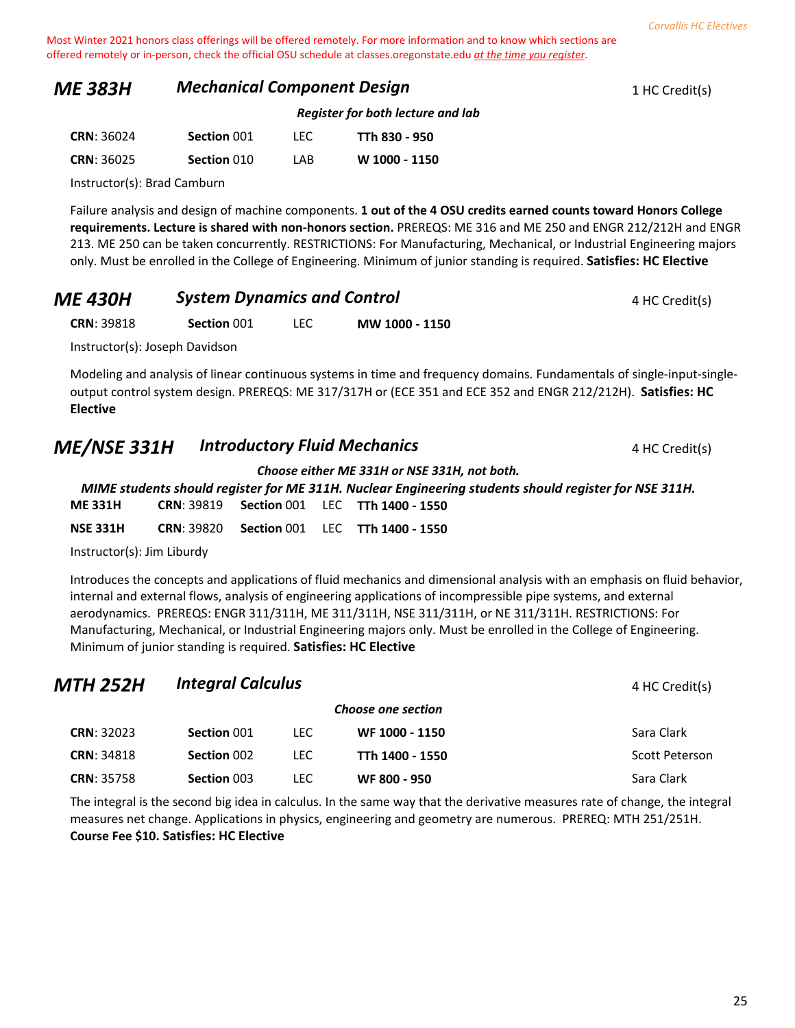Most Winter 2021 honors class offerings will be offered remotely. For more information and to know which sections are offered remotely or in-person, check the official OSU schedule at classes.oregonstate.edu *at the time you register*.

## ME 383H — *Mechanical Component Design* — 1 HC Credit(s)

***Register for both lecture and lab***

| CRN | Section | Type | Time |
|---|---|---|---|
| **CRN**: 36024 | **Section** 001 | LEC | **TTh 830 - 950** |
| **CRN**: 36025 | **Section** 010 | LAB | **W 1000 - 1150** |

Instructor(s): Brad Camburn

Failure analysis and design of machine components. **1 out of the 4 OSU credits earned counts toward Honors College requirements. Lecture is shared with non-honors section.** PREREQS: ME 316 and ME 250 and ENGR 212/212H and ENGR 213. ME 250 can be taken concurrently. RESTRICTIONS: For Manufacturing, Mechanical, or Industrial Engineering majors only. Must be enrolled in the College of Engineering. Minimum of junior standing is required. **Satisfies: HC Elective**

## ME 430H — *System Dynamics and Control* — 4 HC Credit(s)

| CRN | Section | Type | Time |
|---|---|---|---|
| **CRN**: 39818 | **Section** 001 | LEC | **MW 1000 - 1150** |

Instructor(s): Joseph Davidson

Modeling and analysis of linear continuous systems in time and frequency domains. Fundamentals of single-input-single-output control system design. PREREQS: ME 317/317H or (ECE 351 and ECE 352 and ENGR 212/212H). **Satisfies: HC Elective**

## ME/NSE 331H — *Introductory Fluid Mechanics* — 4 HC Credit(s)

***Choose either ME 331H or NSE 331H, not both.***

***MIME students should register for ME 311H. Nuclear Engineering students should register for NSE 311H.***

| Course | CRN | Section | Type | Time |
|---|---|---|---|---|
| **ME 331H** | **CRN**: 39819 | **Section** 001 | LEC | **TTh 1400 - 1550** |
| **NSE 331H** | **CRN**: 39820 | **Section** 001 | LEC | **TTh 1400 - 1550** |

Instructor(s): Jim Liburdy

Introduces the concepts and applications of fluid mechanics and dimensional analysis with an emphasis on fluid behavior, internal and external flows, analysis of engineering applications of incompressible pipe systems, and external aerodynamics. PREREQS: ENGR 311/311H, ME 311/311H, NSE 311/311H, or NE 311/311H. RESTRICTIONS: For Manufacturing, Mechanical, or Industrial Engineering majors only. Must be enrolled in the College of Engineering. Minimum of junior standing is required. **Satisfies: HC Elective**

## MTH 252H — *Integral Calculus* — 4 HC Credit(s)

***Choose one section***

| CRN | Section | Type | Time | Instructor |
|---|---|---|---|---|
| **CRN**: 32023 | **Section** 001 | LEC | **WF 1000 - 1150** | Sara Clark |
| **CRN**: 34818 | **Section** 002 | LEC | **TTh 1400 - 1550** | Scott Peterson |
| **CRN**: 35758 | **Section** 003 | LEC | **WF 800 - 950** | Sara Clark |

The integral is the second big idea in calculus. In the same way that the derivative measures rate of change, the integral measures net change. Applications in physics, engineering and geometry are numerous. PREREQ: MTH 251/251H. **Course Fee $10. Satisfies: HC Elective**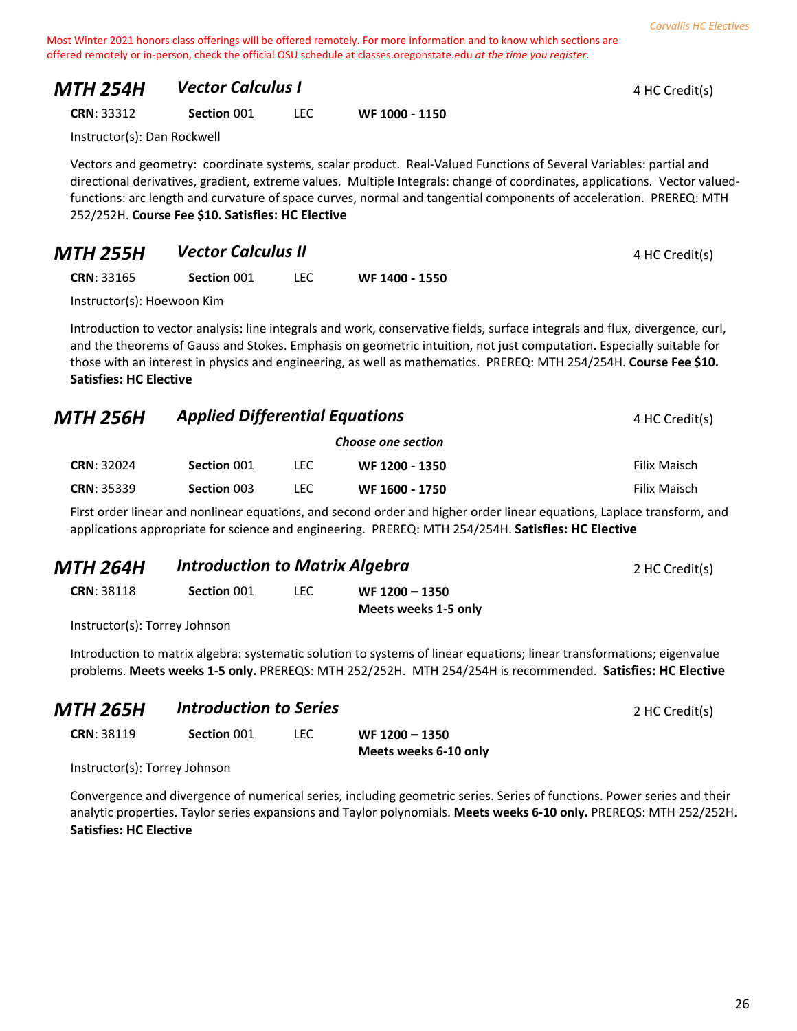Most Winter 2021 honors class offerings will be offered remotely. For more information and to know which sections are offered remotely or in-person, check the official OSU schedule at classes.oregonstate.edu *at the time you register*.

## MTH 254H *Vector Calculus I* — 4 HC Credit(s)

**CRN**: 33312 | **Section** 001 | LEC | **WF 1000 - 1150**

Instructor(s): Dan Rockwell

Vectors and geometry: coordinate systems, scalar product. Real-Valued Functions of Several Variables: partial and directional derivatives, gradient, extreme values. Multiple Integrals: change of coordinates, applications. Vector valued-functions: arc length and curvature of space curves, normal and tangential components of acceleration. PREREQ: MTH 252/252H. **Course Fee $10. Satisfies: HC Elective**

## MTH 255H *Vector Calculus II* — 4 HC Credit(s)

**CRN**: 33165 | **Section** 001 | LEC | **WF 1400 - 1550**

Instructor(s): Hoewoon Kim

Introduction to vector analysis: line integrals and work, conservative fields, surface integrals and flux, divergence, curl, and the theorems of Gauss and Stokes. Emphasis on geometric intuition, not just computation. Especially suitable for those with an interest in physics and engineering, as well as mathematics. PREREQ: MTH 254/254H. **Course Fee $10. Satisfies: HC Elective**

## MTH 256H *Applied Differential Equations* — 4 HC Credit(s)

***Choose one section***

| CRN | Section | Type | Time | Instructor |
|---|---|---|---|---|
| **CRN**: 32024 | **Section** 001 | LEC | **WF 1200 - 1350** | Filix Maisch |
| **CRN**: 35339 | **Section** 003 | LEC | **WF 1600 - 1750** | Filix Maisch |

First order linear and nonlinear equations, and second order and higher order linear equations, Laplace transform, and applications appropriate for science and engineering. PREREQ: MTH 254/254H. **Satisfies: HC Elective**

## MTH 264H *Introduction to Matrix Algebra* — 2 HC Credit(s)

**CRN**: 38118 | **Section** 001 | LEC | **WF 1200 – 1350**
**Meets weeks 1-5 only**

Instructor(s): Torrey Johnson

Introduction to matrix algebra: systematic solution to systems of linear equations; linear transformations; eigenvalue problems. **Meets weeks 1-5 only.** PREREQS: MTH 252/252H. MTH 254/254H is recommended. **Satisfies: HC Elective**

## MTH 265H *Introduction to Series* — 2 HC Credit(s)

**CRN**: 38119 | **Section** 001 | LEC | **WF 1200 – 1350**
**Meets weeks 6-10 only**

Instructor(s): Torrey Johnson

Convergence and divergence of numerical series, including geometric series. Series of functions. Power series and their analytic properties. Taylor series expansions and Taylor polynomials. **Meets weeks 6-10 only.** PREREQS: MTH 252/252H. **Satisfies: HC Elective**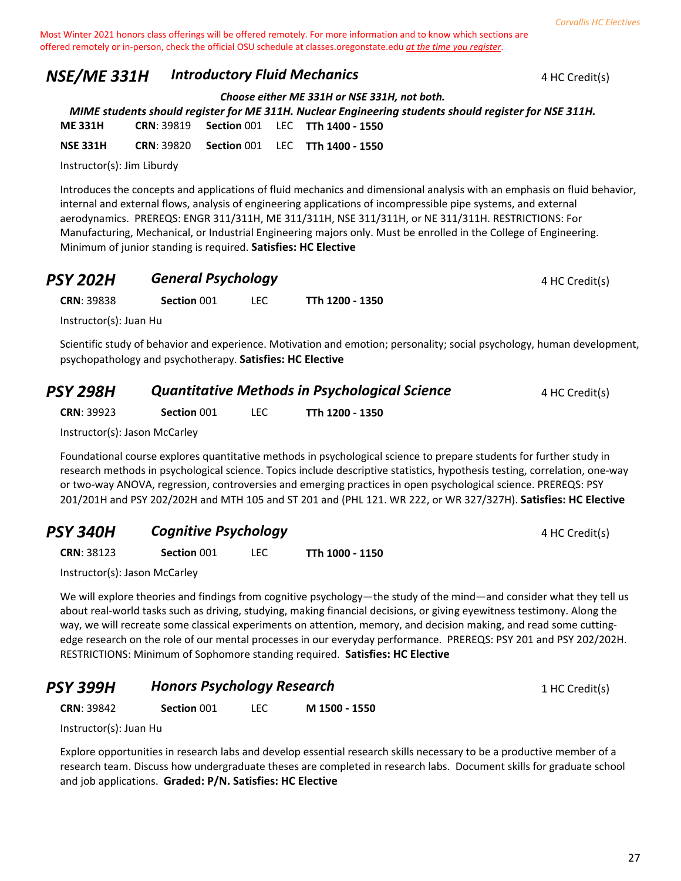Most Winter 2021 honors class offerings will be offered remotely. For more information and to know which sections are offered remotely or in-person, check the official OSU schedule at classes.oregonstate.edu *at the time you register*.

## NSE/ME 331H — *Introductory Fluid Mechanics* — 4 HC Credit(s)

***Choose either ME 331H or NSE 331H, not both.***

***MIME students should register for ME 311H. Nuclear Engineering students should register for NSE 311H.***

| | | | | |
|---|---|---|---|---|
| **ME 331H** | **CRN**: 39819 | **Section** 001 | LEC | **TTh 1400 - 1550** |
| **NSE 331H** | **CRN**: 39820 | **Section** 001 | LEC | **TTh 1400 - 1550** |

Instructor(s): Jim Liburdy

Introduces the concepts and applications of fluid mechanics and dimensional analysis with an emphasis on fluid behavior, internal and external flows, analysis of engineering applications of incompressible pipe systems, and external aerodynamics. PREREQS: ENGR 311/311H, ME 311/311H, NSE 311/311H, or NE 311/311H. RESTRICTIONS: For Manufacturing, Mechanical, or Industrial Engineering majors only. Must be enrolled in the College of Engineering. Minimum of junior standing is required. **Satisfies: HC Elective**

## PSY 202H — *General Psychology* — 4 HC Credit(s)

**CRN**: 39838 **Section** 001 LEC **TTh 1200 - 1350**

Instructor(s): Juan Hu

Scientific study of behavior and experience. Motivation and emotion; personality; social psychology, human development, psychopathology and psychotherapy. **Satisfies: HC Elective**

## PSY 298H — *Quantitative Methods in Psychological Science* — 4 HC Credit(s)

**CRN**: 39923 **Section** 001 LEC **TTh 1200 - 1350**

Instructor(s): Jason McCarley

Foundational course explores quantitative methods in psychological science to prepare students for further study in research methods in psychological science. Topics include descriptive statistics, hypothesis testing, correlation, one-way or two-way ANOVA, regression, controversies and emerging practices in open psychological science. PREREQS: PSY 201/201H and PSY 202/202H and MTH 105 and ST 201 and (PHL 121. WR 222, or WR 327/327H). **Satisfies: HC Elective**

## PSY 340H — *Cognitive Psychology* — 4 HC Credit(s)

**CRN**: 38123 **Section** 001 LEC **TTh 1000 - 1150**

Instructor(s): Jason McCarley

We will explore theories and findings from cognitive psychology—the study of the mind—and consider what they tell us about real-world tasks such as driving, studying, making financial decisions, or giving eyewitness testimony. Along the way, we will recreate some classical experiments on attention, memory, and decision making, and read some cutting-edge research on the role of our mental processes in our everyday performance. PREREQS: PSY 201 and PSY 202/202H. RESTRICTIONS: Minimum of Sophomore standing required. **Satisfies: HC Elective**

## PSY 399H — *Honors Psychology Research* — 1 HC Credit(s)

**CRN**: 39842 **Section** 001 LEC **M 1500 - 1550**

Instructor(s): Juan Hu

Explore opportunities in research labs and develop essential research skills necessary to be a productive member of a research team. Discuss how undergraduate theses are completed in research labs. Document skills for graduate school and job applications. **Graded: P/N. Satisfies: HC Elective**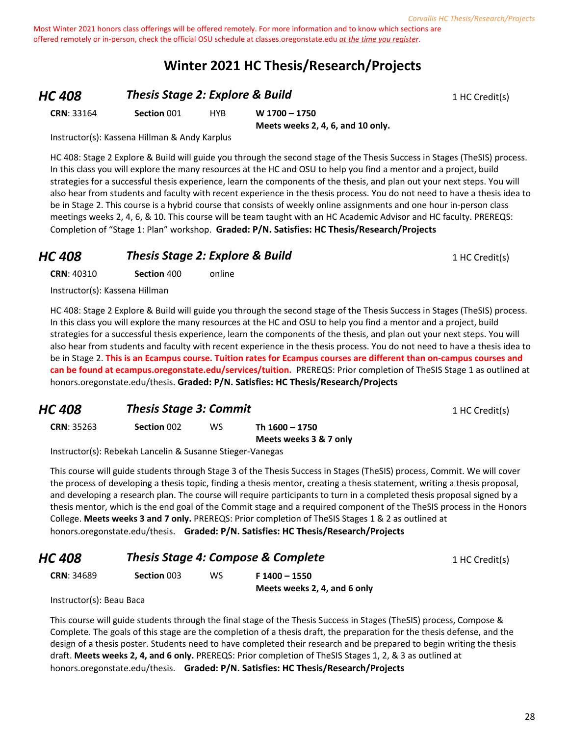Most Winter 2021 honors class offerings will be offered remotely. For more information and to know which sections are offered remotely or in-person, check the official OSU schedule at classes.oregonstate.edu *at the time you register*.

# Winter 2021 HC Thesis/Research/Projects

## HC 408 — Thesis Stage 2: Explore & Build

1 HC Credit(s)

**CRN**: 33164 **Section** 001 HYB **W 1700 – 1750**
**Meets weeks 2, 4, 6, and 10 only.**

Instructor(s): Kassena Hillman & Andy Karplus

HC 408: Stage 2 Explore & Build will guide you through the second stage of the Thesis Success in Stages (TheSIS) process. In this class you will explore the many resources at the HC and OSU to help you find a mentor and a project, build strategies for a successful thesis experience, learn the components of the thesis, and plan out your next steps. You will also hear from students and faculty with recent experience in the thesis process. You do not need to have a thesis idea to be in Stage 2. This course is a hybrid course that consists of weekly online assignments and one hour in-person class meetings weeks 2, 4, 6, & 10. This course will be team taught with an HC Academic Advisor and HC faculty. PREREQS: Completion of "Stage 1: Plan" workshop. **Graded: P/N. Satisfies: HC Thesis/Research/Projects**

## HC 408 — Thesis Stage 2: Explore & Build

1 HC Credit(s)

**CRN**: 40310 **Section** 400 online

Instructor(s): Kassena Hillman

HC 408: Stage 2 Explore & Build will guide you through the second stage of the Thesis Success in Stages (TheSIS) process. In this class you will explore the many resources at the HC and OSU to help you find a mentor and a project, build strategies for a successful thesis experience, learn the components of the thesis, and plan out your next steps. You will also hear from students and faculty with recent experience in the thesis process. You do not need to have a thesis idea to be in Stage 2. **This is an Ecampus course. Tuition rates for Ecampus courses are different than on-campus courses and can be found at ecampus.oregonstate.edu/services/tuition.** PREREQS: Prior completion of TheSIS Stage 1 as outlined at honors.oregonstate.edu/thesis. **Graded: P/N. Satisfies: HC Thesis/Research/Projects**

## HC 408 — Thesis Stage 3: Commit

1 HC Credit(s)

**CRN**: 35263 **Section** 002 WS **Th 1600 – 1750**
**Meets weeks 3 & 7 only**

Instructor(s): Rebekah Lancelin & Susanne Stieger-Vanegas

This course will guide students through Stage 3 of the Thesis Success in Stages (TheSIS) process, Commit. We will cover the process of developing a thesis topic, finding a thesis mentor, creating a thesis statement, writing a thesis proposal, and developing a research plan. The course will require participants to turn in a completed thesis proposal signed by a thesis mentor, which is the end goal of the Commit stage and a required component of the TheSIS process in the Honors College. **Meets weeks 3 and 7 only.** PREREQS: Prior completion of TheSIS Stages 1 & 2 as outlined at honors.oregonstate.edu/thesis. **Graded: P/N. Satisfies: HC Thesis/Research/Projects**

## HC 408 — Thesis Stage 4: Compose & Complete

1 HC Credit(s)

**CRN**: 34689 **Section** 003 WS **F 1400 – 1550**
**Meets weeks 2, 4, and 6 only**

Instructor(s): Beau Baca

This course will guide students through the final stage of the Thesis Success in Stages (TheSIS) process, Compose & Complete. The goals of this stage are the completion of a thesis draft, the preparation for the thesis defense, and the design of a thesis poster. Students need to have completed their research and be prepared to begin writing the thesis draft. **Meets weeks 2, 4, and 6 only.** PREREQS: Prior completion of TheSIS Stages 1, 2, & 3 as outlined at honors.oregonstate.edu/thesis. **Graded: P/N. Satisfies: HC Thesis/Research/Projects**